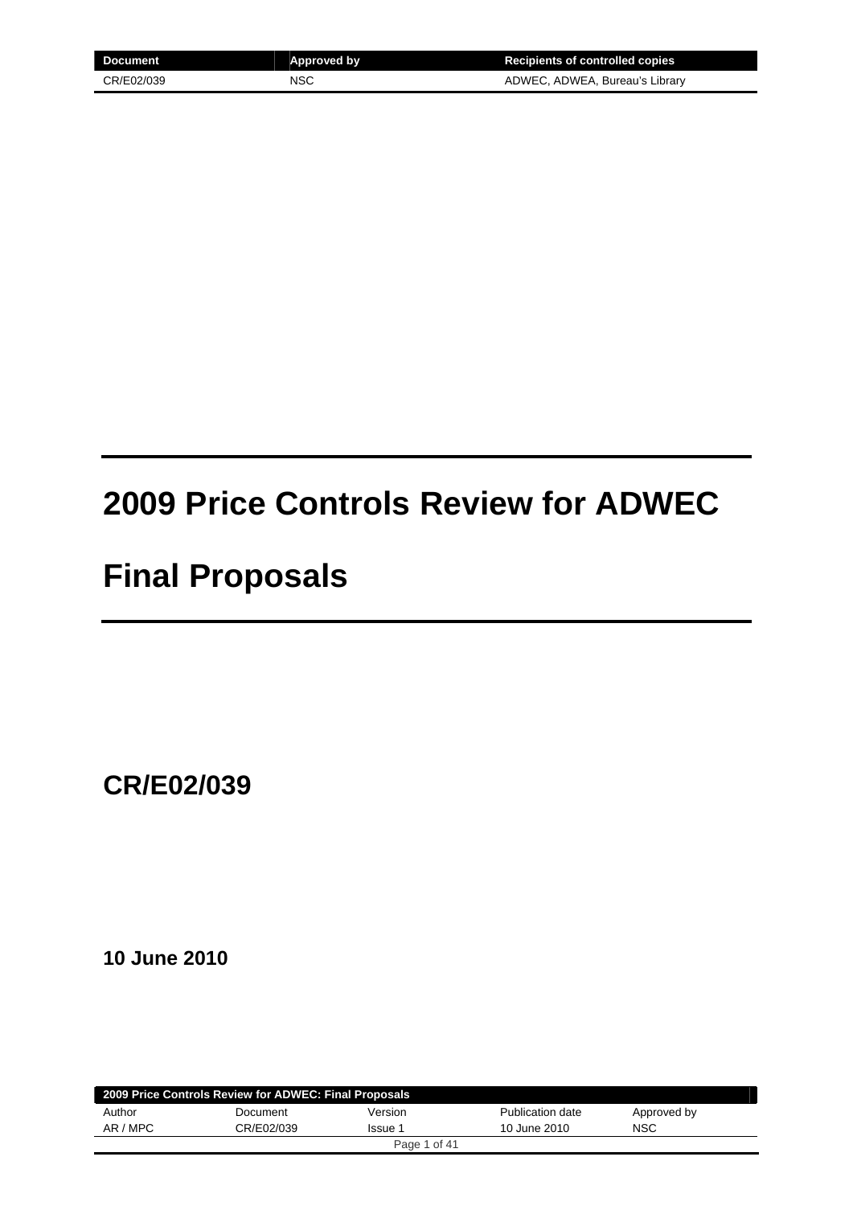| Document | Approved by | Recipients of controlled copies |
| --- | --- | --- |
| CR/E02/039 | NSC | ADWEC, ADWEA, Bureau's Library |

# 2009 Price Controls Review for ADWEC

# Final Proposals

## CR/E02/039

**10 June 2010**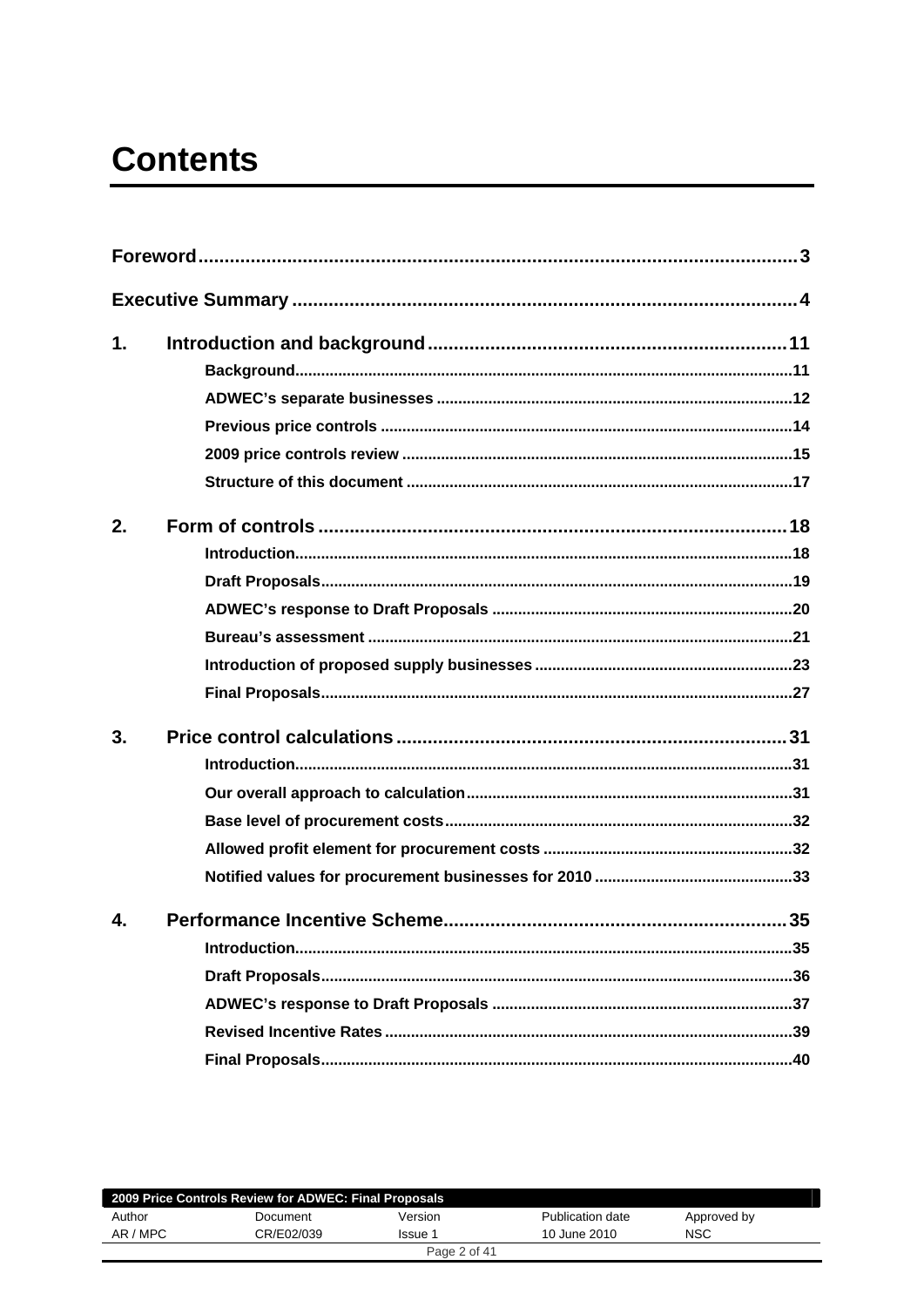# Contents

**Foreword** ... 3

**Executive Summary** ... 4

**1. Introduction and background** ... 11

- Background ... 11
- ADWEC's separate businesses ... 12
- Previous price controls ... 14
- 2009 price controls review ... 15
- Structure of this document ... 17

**2. Form of controls** ... 18

- Introduction ... 18
- Draft Proposals ... 19
- ADWEC's response to Draft Proposals ... 20
- Bureau's assessment ... 21
- Introduction of proposed supply businesses ... 23
- Final Proposals ... 27

**3. Price control calculations** ... 31

- Introduction ... 31
- Our overall approach to calculation ... 31
- Base level of procurement costs ... 32
- Allowed profit element for procurement costs ... 32
- Notified values for procurement businesses for 2010 ... 33

**4. Performance Incentive Scheme** ... 35

- Introduction ... 35
- Draft Proposals ... 36
- ADWEC's response to Draft Proposals ... 37
- Revised Incentive Rates ... 39
- Final Proposals ... 40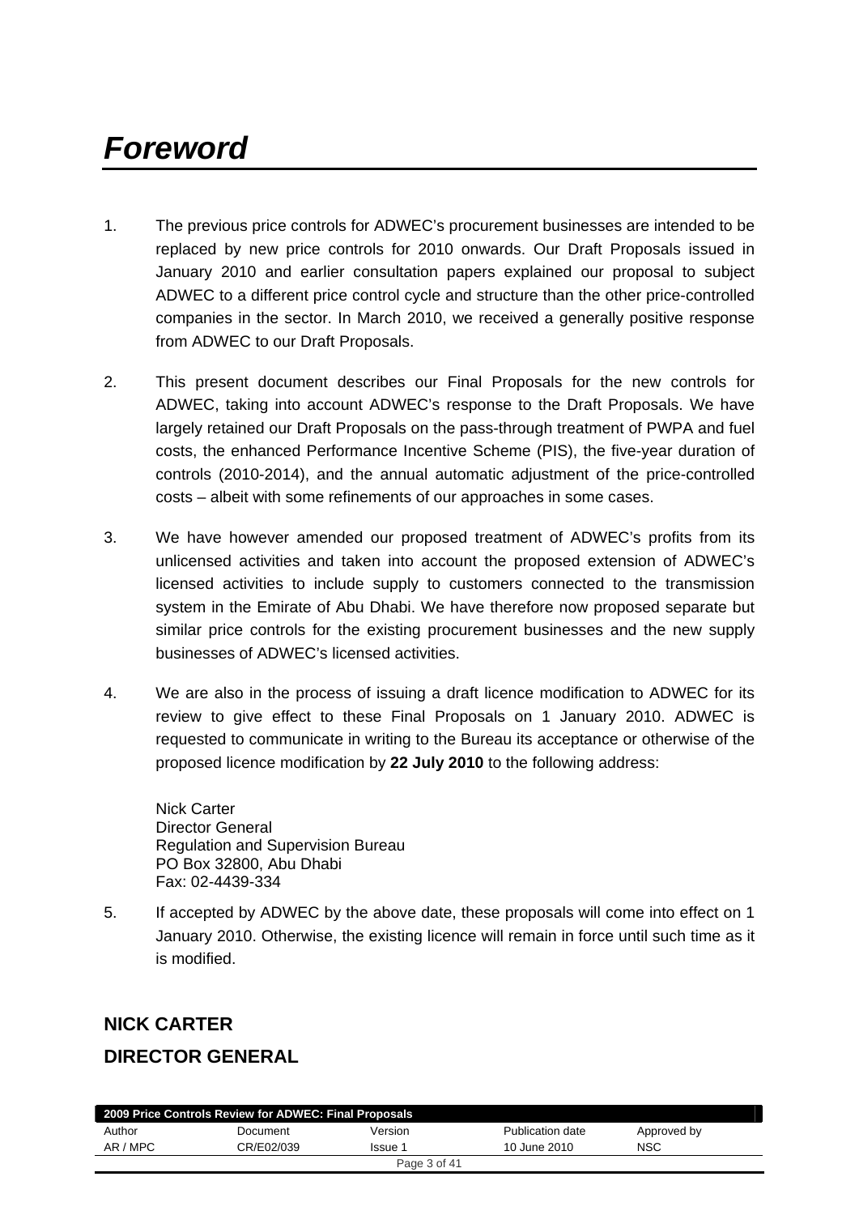# *Foreword*

1. The previous price controls for ADWEC's procurement businesses are intended to be replaced by new price controls for 2010 onwards. Our Draft Proposals issued in January 2010 and earlier consultation papers explained our proposal to subject ADWEC to a different price control cycle and structure than the other price-controlled companies in the sector. In March 2010, we received a generally positive response from ADWEC to our Draft Proposals.

2. This present document describes our Final Proposals for the new controls for ADWEC, taking into account ADWEC's response to the Draft Proposals. We have largely retained our Draft Proposals on the pass-through treatment of PWPA and fuel costs, the enhanced Performance Incentive Scheme (PIS), the five-year duration of controls (2010-2014), and the annual automatic adjustment of the price-controlled costs – albeit with some refinements of our approaches in some cases.

3. We have however amended our proposed treatment of ADWEC's profits from its unlicensed activities and taken into account the proposed extension of ADWEC's licensed activities to include supply to customers connected to the transmission system in the Emirate of Abu Dhabi. We have therefore now proposed separate but similar price controls for the existing procurement businesses and the new supply businesses of ADWEC's licensed activities.

4. We are also in the process of issuing a draft licence modification to ADWEC for its review to give effect to these Final Proposals on 1 January 2010. ADWEC is requested to communicate in writing to the Bureau its acceptance or otherwise of the proposed licence modification by **22 July 2010** to the following address:

   Nick Carter
   Director General
   Regulation and Supervision Bureau
   PO Box 32800, Abu Dhabi
   Fax: 02-4439-334

5. If accepted by ADWEC by the above date, these proposals will come into effect on 1 January 2010. Otherwise, the existing licence will remain in force until such time as it is modified.

**NICK CARTER**

**DIRECTOR GENERAL**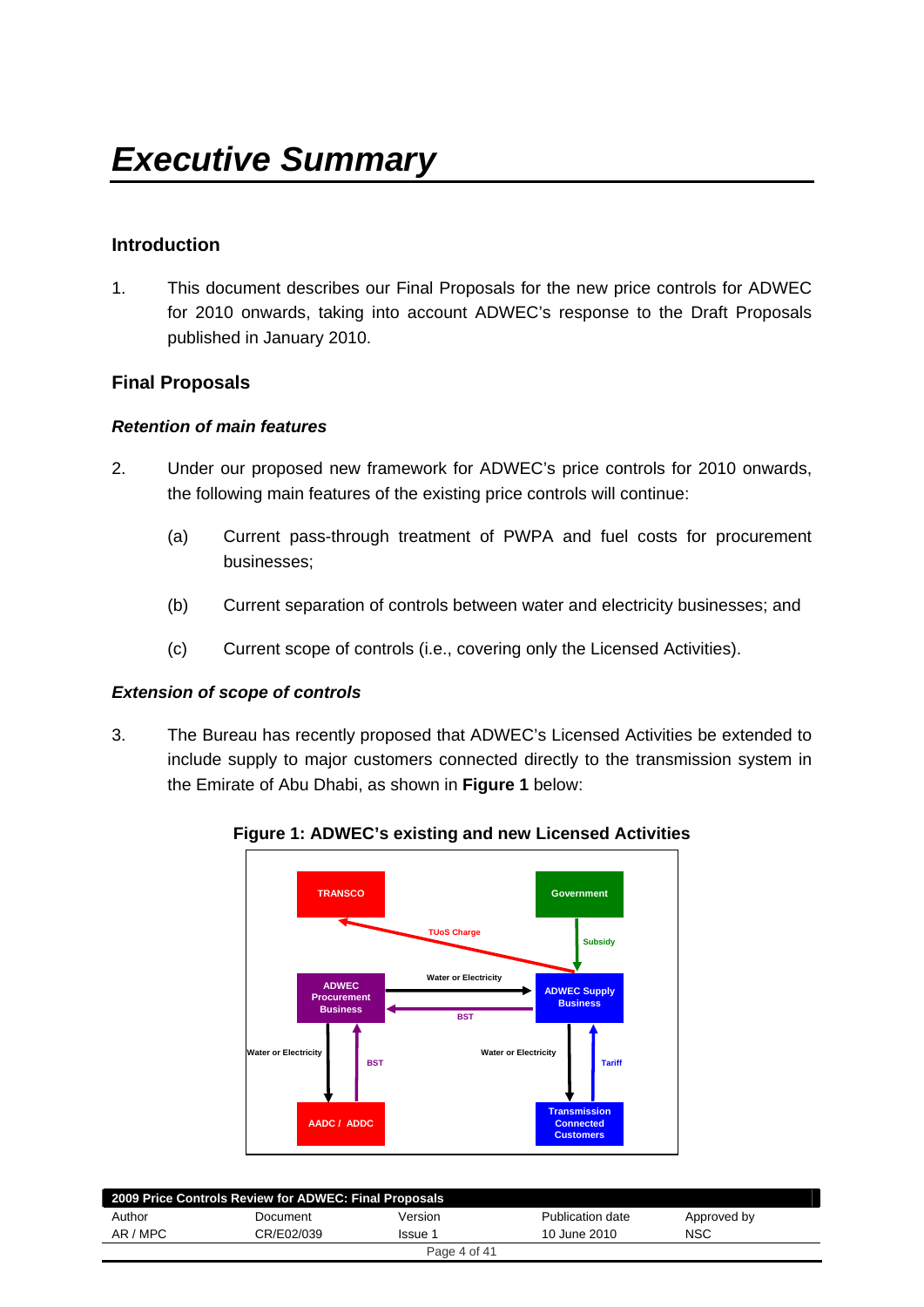# Executive Summary

## Introduction

1. This document describes our Final Proposals for the new price controls for ADWEC for 2010 onwards, taking into account ADWEC's response to the Draft Proposals published in January 2010.

## Final Proposals

### *Retention of main features*

2. Under our proposed new framework for ADWEC's price controls for 2010 onwards, the following main features of the existing price controls will continue:

   (a) Current pass-through treatment of PWPA and fuel costs for procurement businesses;

   (b) Current separation of controls between water and electricity businesses; and

   (c) Current scope of controls (i.e., covering only the Licensed Activities).

### *Extension of scope of controls*

3. The Bureau has recently proposed that ADWEC's Licensed Activities be extended to include supply to major customers connected directly to the transmission system in the Emirate of Abu Dhabi, as shown in **Figure 1** below:

**Figure 1: ADWEC's existing and new Licensed Activities**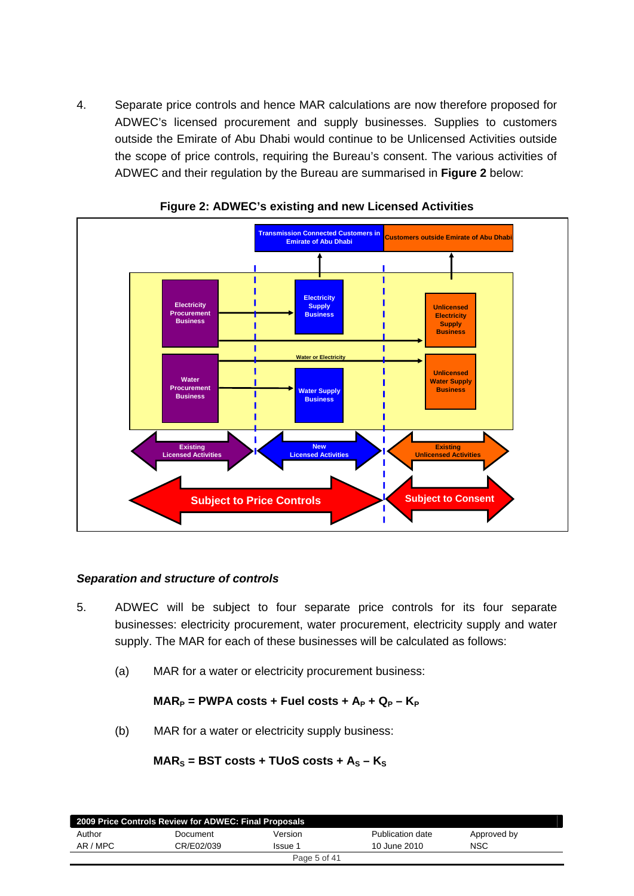4. Separate price controls and hence MAR calculations are now therefore proposed for ADWEC's licensed procurement and supply businesses. Supplies to customers outside the Emirate of Abu Dhabi would continue to be Unlicensed Activities outside the scope of price controls, requiring the Bureau's consent. The various activities of ADWEC and their regulation by the Bureau are summarised in **Figure 2** below:

**Figure 2: ADWEC's existing and new Licensed Activities**

Transmission Connected Customers in Emirate of Abu Dhabi

Customers outside Emirate of Abu Dhabi

Electricity Procurement Business

Electricity Supply Business

Unlicensed Electricity Supply Business

Water or Electricity

Water Procurement Business

Water Supply Business

Unlicensed Water Supply Business

Existing Licensed Activities

New Licensed Activities

Existing Unlicensed Activities

Subject to Price Controls

Subject to Consent

### *Separation and structure of controls*

5. ADWEC will be subject to four separate price controls for its four separate businesses: electricity procurement, water procurement, electricity supply and water supply. The MAR for each of these businesses will be calculated as follows:

   (a) MAR for a water or electricity procurement business:

   $$\mathbf{MAR_P = PWPA\ costs + Fuel\ costs + A_P + Q_P - K_P}$$

   (b) MAR for a water or electricity supply business:

   $$\mathbf{MAR_S = BST\ costs + TUoS\ costs + A_S - K_S}$$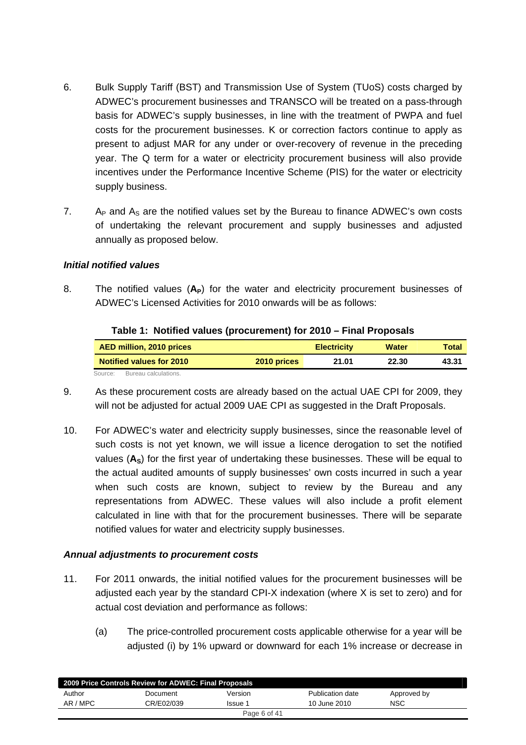6. Bulk Supply Tariff (BST) and Transmission Use of System (TUoS) costs charged by ADWEC's procurement businesses and TRANSCO will be treated on a pass-through basis for ADWEC's supply businesses, in line with the treatment of PWPA and fuel costs for the procurement businesses. K or correction factors continue to apply as present to adjust MAR for any under or over-recovery of revenue in the preceding year. The Q term for a water or electricity procurement business will also provide incentives under the Performance Incentive Scheme (PIS) for the water or electricity supply business.

7. $A_P$ and $A_S$ are the notified values set by the Bureau to finance ADWEC's own costs of undertaking the relevant procurement and supply businesses and adjusted annually as proposed below.

### *Initial notified values*

8. The notified values (**$A_P$**) for the water and electricity procurement businesses of ADWEC's Licensed Activities for 2010 onwards will be as follows:

**Table 1: Notified values (procurement) for 2010 – Final Proposals**

| AED million, 2010 prices | | Electricity | Water | Total |
|---|---|---|---|---|
| Notified values for 2010 | 2010 prices | 21.01 | 22.30 | 43.31 |

Source: Bureau calculations.

9. As these procurement costs are already based on the actual UAE CPI for 2009, they will not be adjusted for actual 2009 UAE CPI as suggested in the Draft Proposals.

10. For ADWEC's water and electricity supply businesses, since the reasonable level of such costs is not yet known, we will issue a licence derogation to set the notified values (**$A_S$**) for the first year of undertaking these businesses. These will be equal to the actual audited amounts of supply businesses' own costs incurred in such a year when such costs are known, subject to review by the Bureau and any representations from ADWEC. These values will also include a profit element calculated in line with that for the procurement businesses. There will be separate notified values for water and electricity supply businesses.

### *Annual adjustments to procurement costs*

11. For 2011 onwards, the initial notified values for the procurement businesses will be adjusted each year by the standard CPI-X indexation (where X is set to zero) and for actual cost deviation and performance as follows:

    (a) The price-controlled procurement costs applicable otherwise for a year will be adjusted (i) by 1% upward or downward for each 1% increase or decrease in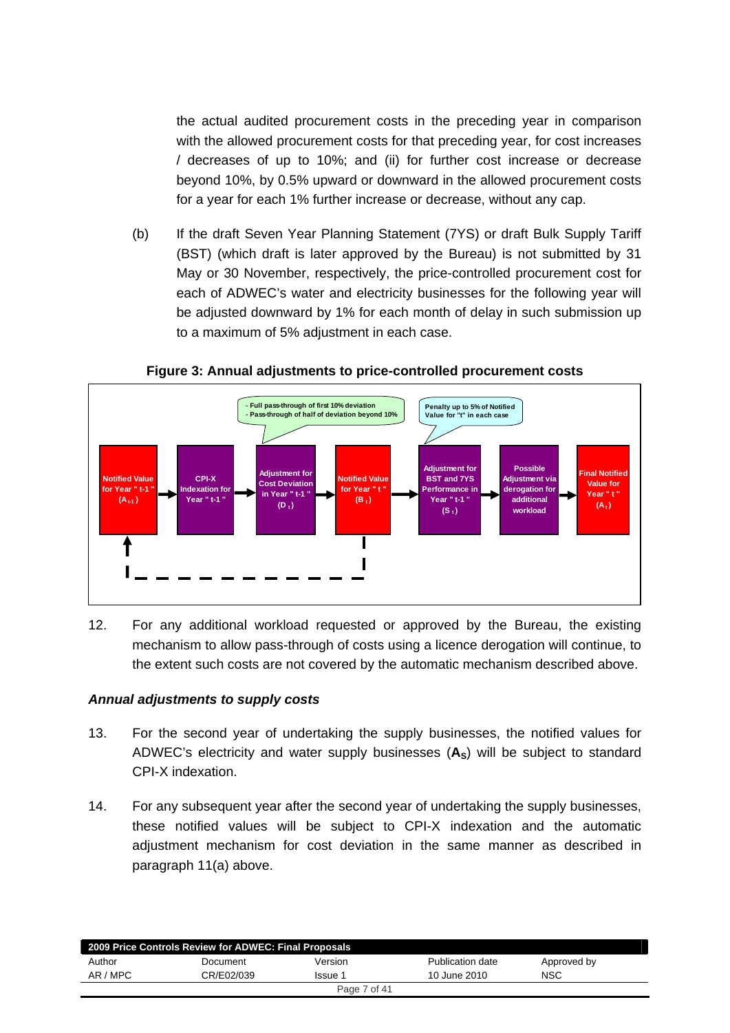the actual audited procurement costs in the preceding year in comparison with the allowed procurement costs for that preceding year, for cost increases / decreases of up to 10%; and (ii) for further cost increase or decrease beyond 10%, by 0.5% upward or downward in the allowed procurement costs for a year for each 1% further increase or decrease, without any cap.

(b) If the draft Seven Year Planning Statement (7YS) or draft Bulk Supply Tariff (BST) (which draft is later approved by the Bureau) is not submitted by 31 May or 30 November, respectively, the price-controlled procurement cost for each of ADWEC's water and electricity businesses for the following year will be adjusted downward by 1% for each month of delay in such submission up to a maximum of 5% adjustment in each case.

**Figure 3: Annual adjustments to price-controlled procurement costs**

- Full pass-through of first 10% deviation
- Pass-through of half of deviation beyond 10%

Penalty up to 5% of Notified Value for "t" in each case

Notified Value for Year " t-1 " ($A_{t-1}$) → CPI-X Indexation for Year " t-1 " → Adjustment for Cost Deviation in Year " t-1 " ($D_t$) → Notified Value for Year " t " ($B_t$) → Adjustment for BST and 7YS Performance in Year " t-1 " ($S_t$) → Possible Adjustment via derogation for additional workload → Final Notified Value for Year " t " ($A_t$)

12. For any additional workload requested or approved by the Bureau, the existing mechanism to allow pass-through of costs using a licence derogation will continue, to the extent such costs are not covered by the automatic mechanism described above.

### *Annual adjustments to supply costs*

13. For the second year of undertaking the supply businesses, the notified values for ADWEC's electricity and water supply businesses ($\mathbf{A_S}$) will be subject to standard CPI-X indexation.

14. For any subsequent year after the second year of undertaking the supply businesses, these notified values will be subject to CPI-X indexation and the automatic adjustment mechanism for cost deviation in the same manner as described in paragraph 11(a) above.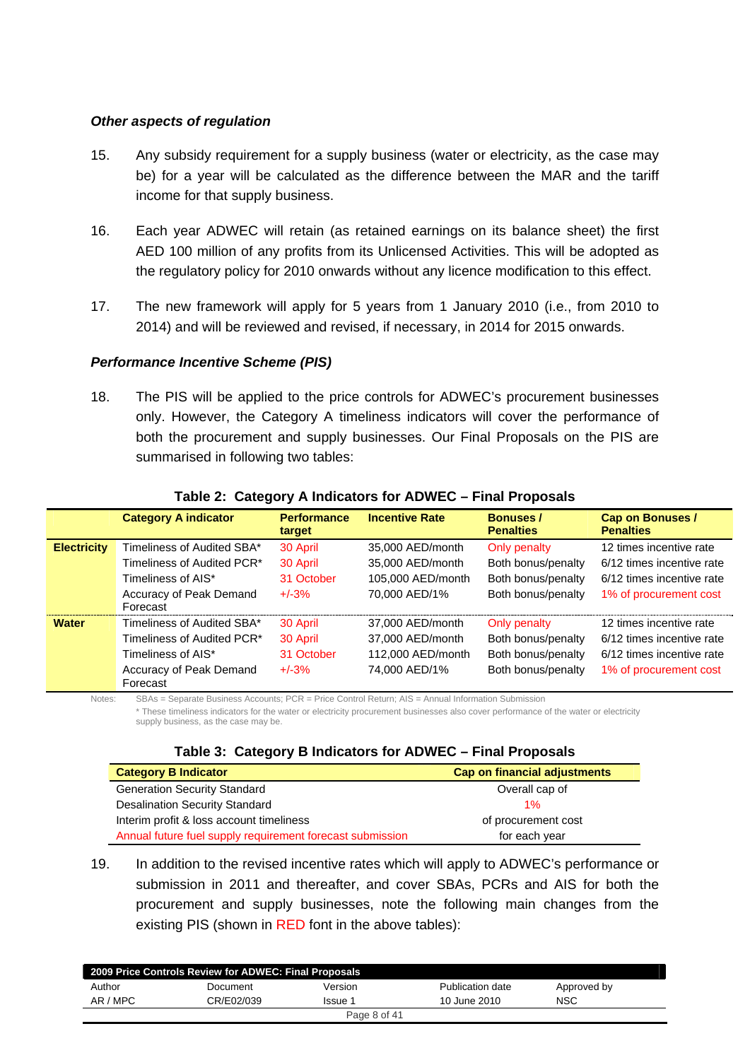### *Other aspects of regulation*

15. Any subsidy requirement for a supply business (water or electricity, as the case may be) for a year will be calculated as the difference between the MAR and the tariff income for that supply business.

16. Each year ADWEC will retain (as retained earnings on its balance sheet) the first AED 100 million of any profits from its Unlicensed Activities. This will be adopted as the regulatory policy for 2010 onwards without any licence modification to this effect.

17. The new framework will apply for 5 years from 1 January 2010 (i.e., from 2010 to 2014) and will be reviewed and revised, if necessary, in 2014 for 2015 onwards.

### *Performance Incentive Scheme (PIS)*

18. The PIS will be applied to the price controls for ADWEC's procurement businesses only. However, the Category A timeliness indicators will cover the performance of both the procurement and supply businesses. Our Final Proposals on the PIS are summarised in following two tables:

**Table 2: Category A Indicators for ADWEC – Final Proposals**

| | Category A indicator | Performance target | Incentive Rate | Bonuses / Penalties | Cap on Bonuses / Penalties |
|---|---|---|---|---|---|
| **Electricity** | Timeliness of Audited SBA* | 30 April | 35,000 AED/month | Only penalty | 12 times incentive rate |
| | Timeliness of Audited PCR* | 30 April | 35,000 AED/month | Both bonus/penalty | 6/12 times incentive rate |
| | Timeliness of AIS* | 31 October | 105,000 AED/month | Both bonus/penalty | 6/12 times incentive rate |
| | Accuracy of Peak Demand Forecast | +/-3% | 70,000 AED/1% | Both bonus/penalty | 1% of procurement cost |
| **Water** | Timeliness of Audited SBA* | 30 April | 37,000 AED/month | Only penalty | 12 times incentive rate |
| | Timeliness of Audited PCR* | 30 April | 37,000 AED/month | Both bonus/penalty | 6/12 times incentive rate |
| | Timeliness of AIS* | 31 October | 112,000 AED/month | Both bonus/penalty | 6/12 times incentive rate |
| | Accuracy of Peak Demand Forecast | +/-3% | 74,000 AED/1% | Both bonus/penalty | 1% of procurement cost |

Notes: SBAs = Separate Business Accounts; PCR = Price Control Return; AIS = Annual Information Submission

\* These timeliness indicators for the water or electricity procurement businesses also cover performance of the water or electricity supply business, as the case may be.

**Table 3: Category B Indicators for ADWEC – Final Proposals**

| Category B Indicator | Cap on financial adjustments |
|---|---|
| Generation Security Standard | Overall cap of |
| Desalination Security Standard | 1% |
| Interim profit & loss account timeliness | of procurement cost |
| Annual future fuel supply requirement forecast submission | for each year |

19. In addition to the revised incentive rates which will apply to ADWEC's performance or submission in 2011 and thereafter, and cover SBAs, PCRs and AIS for both the procurement and supply businesses, note the following main changes from the existing PIS (shown in RED font in the above tables):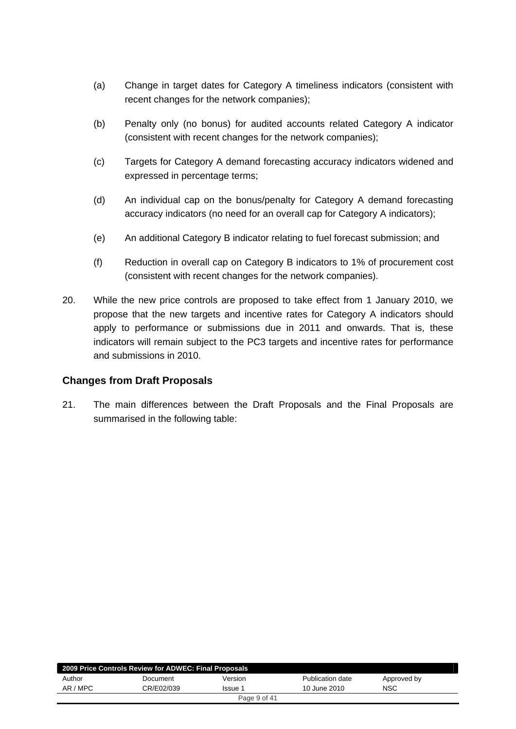(a) Change in target dates for Category A timeliness indicators (consistent with recent changes for the network companies);

(b) Penalty only (no bonus) for audited accounts related Category A indicator (consistent with recent changes for the network companies);

(c) Targets for Category A demand forecasting accuracy indicators widened and expressed in percentage terms;

(d) An individual cap on the bonus/penalty for Category A demand forecasting accuracy indicators (no need for an overall cap for Category A indicators);

(e) An additional Category B indicator relating to fuel forecast submission; and

(f) Reduction in overall cap on Category B indicators to 1% of procurement cost (consistent with recent changes for the network companies).

20. While the new price controls are proposed to take effect from 1 January 2010, we propose that the new targets and incentive rates for Category A indicators should apply to performance or submissions due in 2011 and onwards. That is, these indicators will remain subject to the PC3 targets and incentive rates for performance and submissions in 2010.

## Changes from Draft Proposals

21. The main differences between the Draft Proposals and the Final Proposals are summarised in the following table: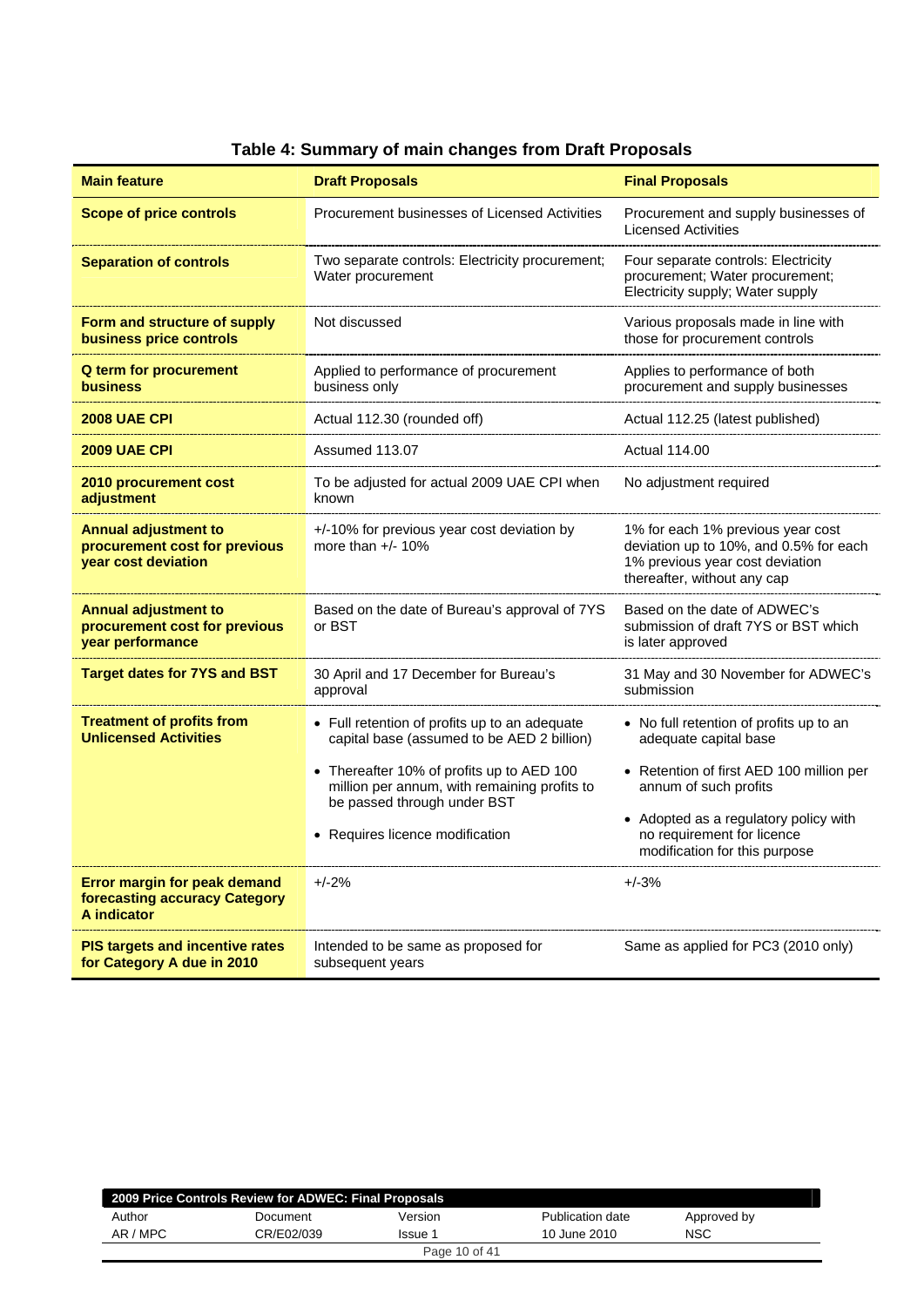**Table 4: Summary of main changes from Draft Proposals**

| Main feature | Draft Proposals | Final Proposals |
|---|---|---|
| **Scope of price controls** | Procurement businesses of Licensed Activities | Procurement and supply businesses of Licensed Activities |
| **Separation of controls** | Two separate controls: Electricity procurement; Water procurement | Four separate controls: Electricity procurement; Water procurement; Electricity supply; Water supply |
| **Form and structure of supply business price controls** | Not discussed | Various proposals made in line with those for procurement controls |
| **Q term for procurement business** | Applied to performance of procurement business only | Applies to performance of both procurement and supply businesses |
| **2008 UAE CPI** | Actual 112.30 (rounded off) | Actual 112.25 (latest published) |
| **2009 UAE CPI** | Assumed 113.07 | Actual 114.00 |
| **2010 procurement cost adjustment** | To be adjusted for actual 2009 UAE CPI when known | No adjustment required |
| **Annual adjustment to procurement cost for previous year cost deviation** | +/-10% for previous year cost deviation by more than +/- 10% | 1% for each 1% previous year cost deviation up to 10%, and 0.5% for each 1% previous year cost deviation thereafter, without any cap |
| **Annual adjustment to procurement cost for previous year performance** | Based on the date of Bureau's approval of 7YS or BST | Based on the date of ADWEC's submission of draft 7YS or BST which is later approved |
| **Target dates for 7YS and BST** | 30 April and 17 December for Bureau's approval | 31 May and 30 November for ADWEC's submission |
| **Treatment of profits from Unlicensed Activities** | • Full retention of profits up to an adequate capital base (assumed to be AED 2 billion)<br>• Thereafter 10% of profits up to AED 100 million per annum, with remaining profits to be passed through under BST<br>• Requires licence modification | • No full retention of profits up to an adequate capital base<br>• Retention of first AED 100 million per annum of such profits<br>• Adopted as a regulatory policy with no requirement for licence modification for this purpose |
| **Error margin for peak demand forecasting accuracy Category A indicator** | +/-2% | +/-3% |
| **PIS targets and incentive rates for Category A due in 2010** | Intended to be same as proposed for subsequent years | Same as applied for PC3 (2010 only) |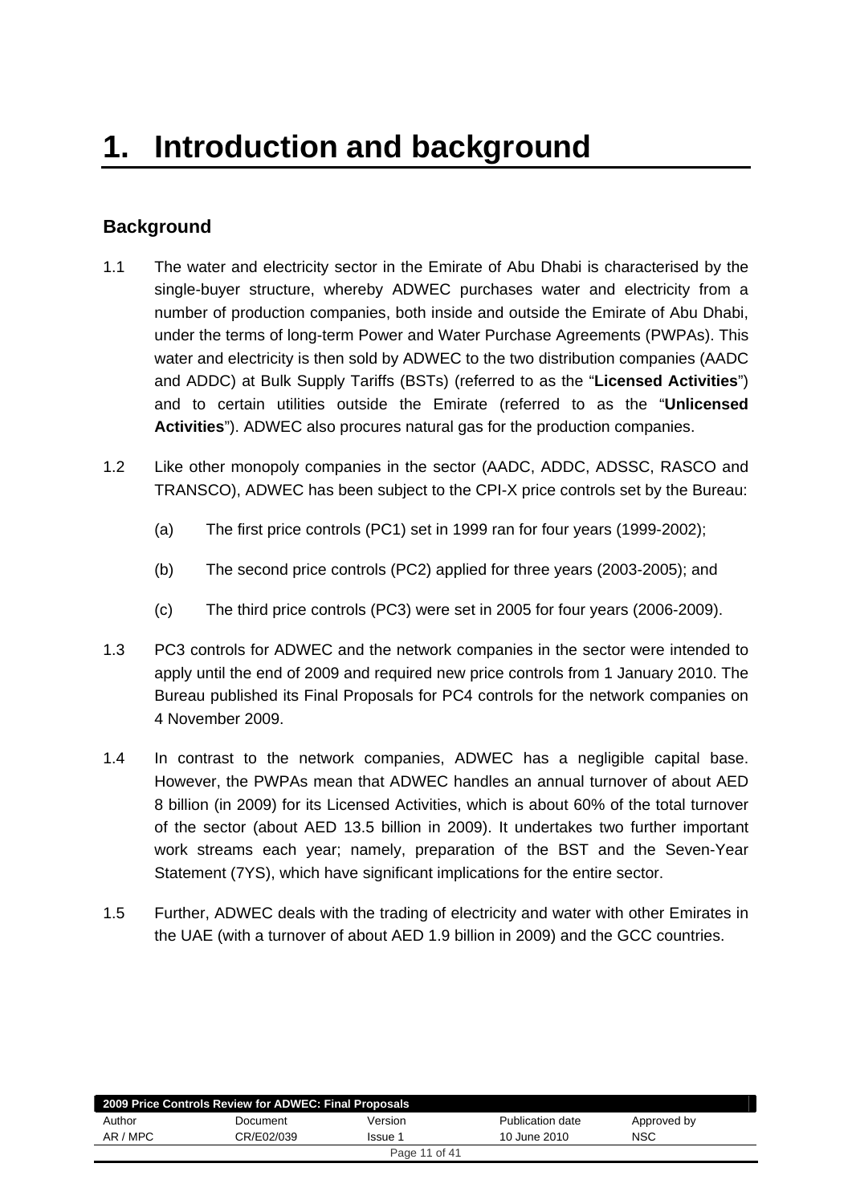# 1. Introduction and background

## Background

1.1 The water and electricity sector in the Emirate of Abu Dhabi is characterised by the single-buyer structure, whereby ADWEC purchases water and electricity from a number of production companies, both inside and outside the Emirate of Abu Dhabi, under the terms of long-term Power and Water Purchase Agreements (PWPAs). This water and electricity is then sold by ADWEC to the two distribution companies (AADC and ADDC) at Bulk Supply Tariffs (BSTs) (referred to as the "**Licensed Activities**") and to certain utilities outside the Emirate (referred to as the "**Unlicensed Activities**"). ADWEC also procures natural gas for the production companies.

1.2 Like other monopoly companies in the sector (AADC, ADDC, ADSSC, RASCO and TRANSCO), ADWEC has been subject to the CPI-X price controls set by the Bureau:

   (a) The first price controls (PC1) set in 1999 ran for four years (1999-2002);

   (b) The second price controls (PC2) applied for three years (2003-2005); and

   (c) The third price controls (PC3) were set in 2005 for four years (2006-2009).

1.3 PC3 controls for ADWEC and the network companies in the sector were intended to apply until the end of 2009 and required new price controls from 1 January 2010. The Bureau published its Final Proposals for PC4 controls for the network companies on 4 November 2009.

1.4 In contrast to the network companies, ADWEC has a negligible capital base. However, the PWPAs mean that ADWEC handles an annual turnover of about AED 8 billion (in 2009) for its Licensed Activities, which is about 60% of the total turnover of the sector (about AED 13.5 billion in 2009). It undertakes two further important work streams each year; namely, preparation of the BST and the Seven-Year Statement (7YS), which have significant implications for the entire sector.

1.5 Further, ADWEC deals with the trading of electricity and water with other Emirates in the UAE (with a turnover of about AED 1.9 billion in 2009) and the GCC countries.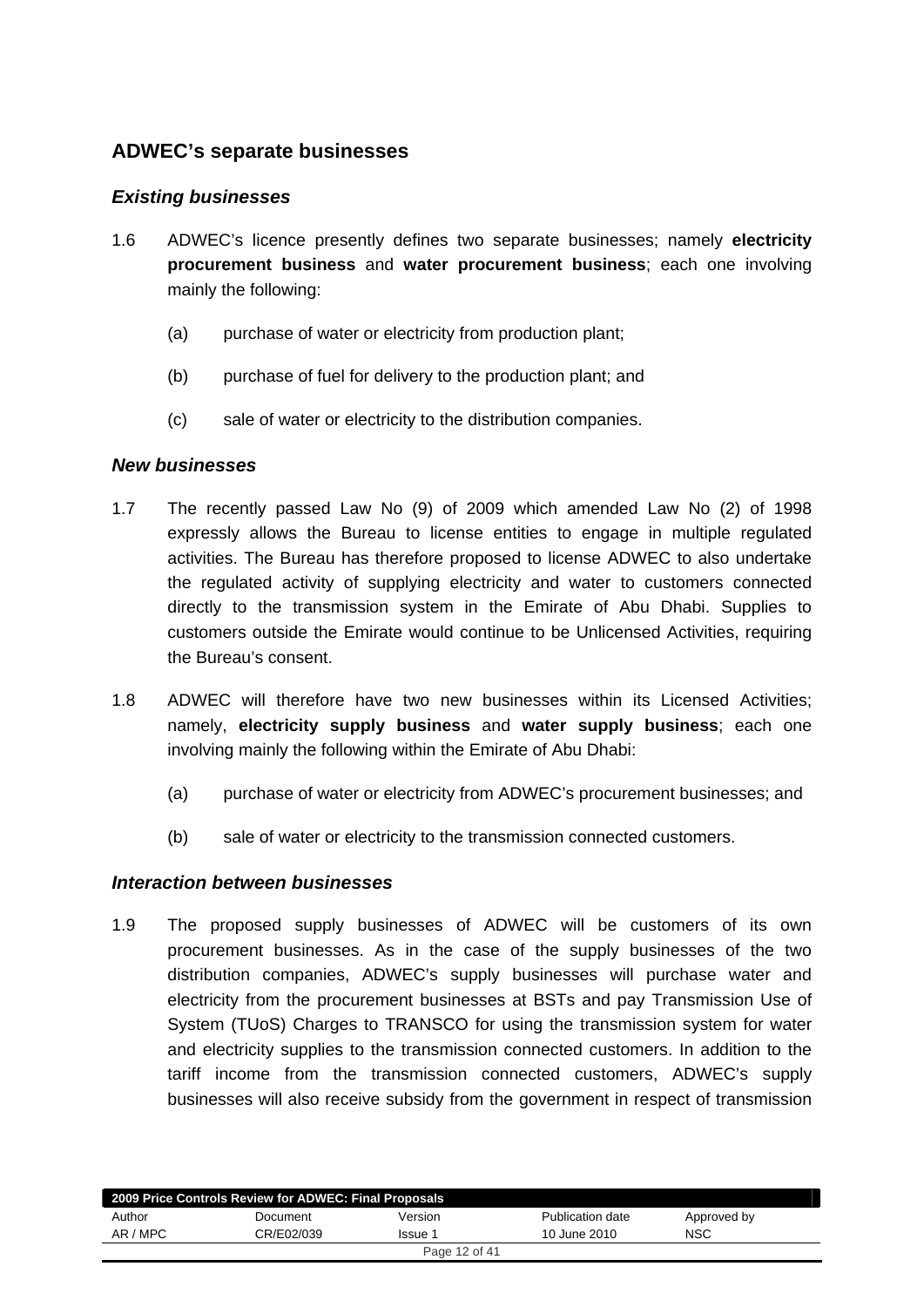## ADWEC's separate businesses

### *Existing businesses*

1.6 ADWEC's licence presently defines two separate businesses; namely **electricity procurement business** and **water procurement business**; each one involving mainly the following:

(a) purchase of water or electricity from production plant;

(b) purchase of fuel for delivery to the production plant; and

(c) sale of water or electricity to the distribution companies.

### *New businesses*

1.7 The recently passed Law No (9) of 2009 which amended Law No (2) of 1998 expressly allows the Bureau to license entities to engage in multiple regulated activities. The Bureau has therefore proposed to license ADWEC to also undertake the regulated activity of supplying electricity and water to customers connected directly to the transmission system in the Emirate of Abu Dhabi. Supplies to customers outside the Emirate would continue to be Unlicensed Activities, requiring the Bureau's consent.

1.8 ADWEC will therefore have two new businesses within its Licensed Activities; namely, **electricity supply business** and **water supply business**; each one involving mainly the following within the Emirate of Abu Dhabi:

(a) purchase of water or electricity from ADWEC's procurement businesses; and

(b) sale of water or electricity to the transmission connected customers.

### *Interaction between businesses*

1.9 The proposed supply businesses of ADWEC will be customers of its own procurement businesses. As in the case of the supply businesses of the two distribution companies, ADWEC's supply businesses will purchase water and electricity from the procurement businesses at BSTs and pay Transmission Use of System (TUoS) Charges to TRANSCO for using the transmission system for water and electricity supplies to the transmission connected customers. In addition to the tariff income from the transmission connected customers, ADWEC's supply businesses will also receive subsidy from the government in respect of transmission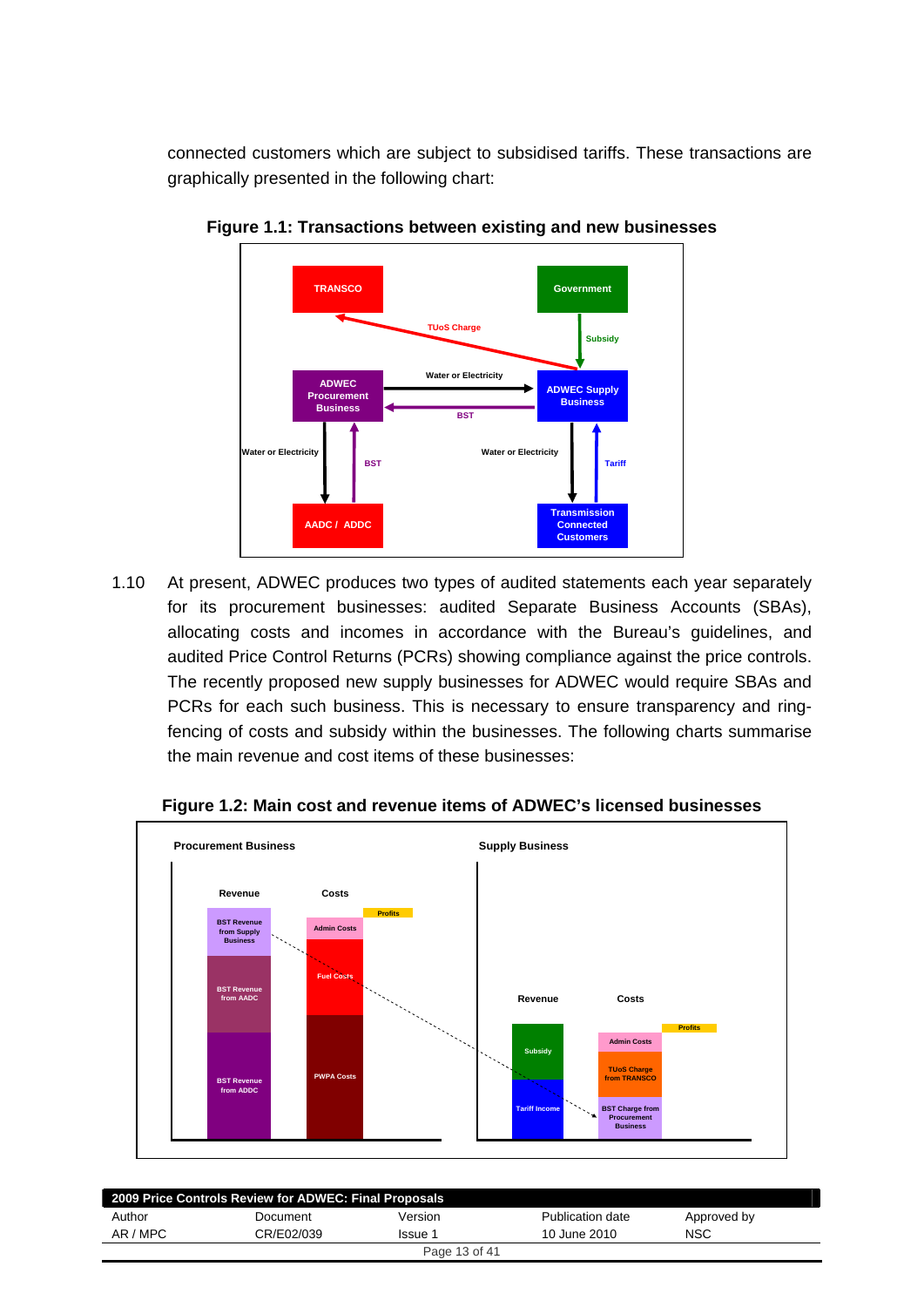connected customers which are subject to subsidised tariffs. These transactions are graphically presented in the following chart:

**Figure 1.1: Transactions between existing and new businesses**

1.10 At present, ADWEC produces two types of audited statements each year separately for its procurement businesses: audited Separate Business Accounts (SBAs), allocating costs and incomes in accordance with the Bureau's guidelines, and audited Price Control Returns (PCRs) showing compliance against the price controls. The recently proposed new supply businesses for ADWEC would require SBAs and PCRs for each such business. This is necessary to ensure transparency and ring-fencing of costs and subsidy within the businesses. The following charts summarise the main revenue and cost items of these businesses:

**Figure 1.2: Main cost and revenue items of ADWEC's licensed businesses**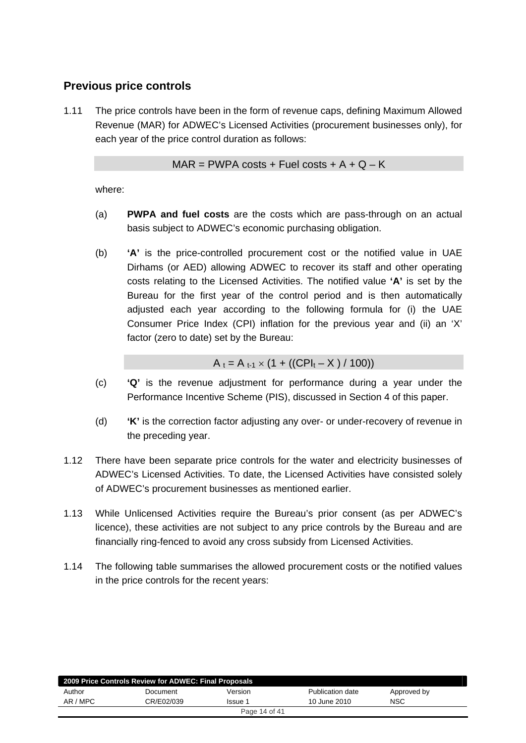## Previous price controls

1.11 The price controls have been in the form of revenue caps, defining Maximum Allowed Revenue (MAR) for ADWEC's Licensed Activities (procurement businesses only), for each year of the price control duration as follows:

$$MAR = PWPA\ costs + Fuel\ costs + A + Q – K$$

where:

(a) **PWPA and fuel costs** are the costs which are pass-through on an actual basis subject to ADWEC's economic purchasing obligation.

(b) **'A'** is the price-controlled procurement cost or the notified value in UAE Dirhams (or AED) allowing ADWEC to recover its staff and other operating costs relating to the Licensed Activities. The notified value **'A'** is set by the Bureau for the first year of the control period and is then automatically adjusted each year according to the following formula for (i) the UAE Consumer Price Index (CPI) inflation for the previous year and (ii) an 'X' factor (zero to date) set by the Bureau:

$$A_t = A_{t-1} \times (1 + ((CPI_t – X) / 100))$$

(c) **'Q'** is the revenue adjustment for performance during a year under the Performance Incentive Scheme (PIS), discussed in Section 4 of this paper.

(d) **'K'** is the correction factor adjusting any over- or under-recovery of revenue in the preceding year.

1.12 There have been separate price controls for the water and electricity businesses of ADWEC's Licensed Activities. To date, the Licensed Activities have consisted solely of ADWEC's procurement businesses as mentioned earlier.

1.13 While Unlicensed Activities require the Bureau's prior consent (as per ADWEC's licence), these activities are not subject to any price controls by the Bureau and are financially ring-fenced to avoid any cross subsidy from Licensed Activities.

1.14 The following table summarises the allowed procurement costs or the notified values in the price controls for the recent years: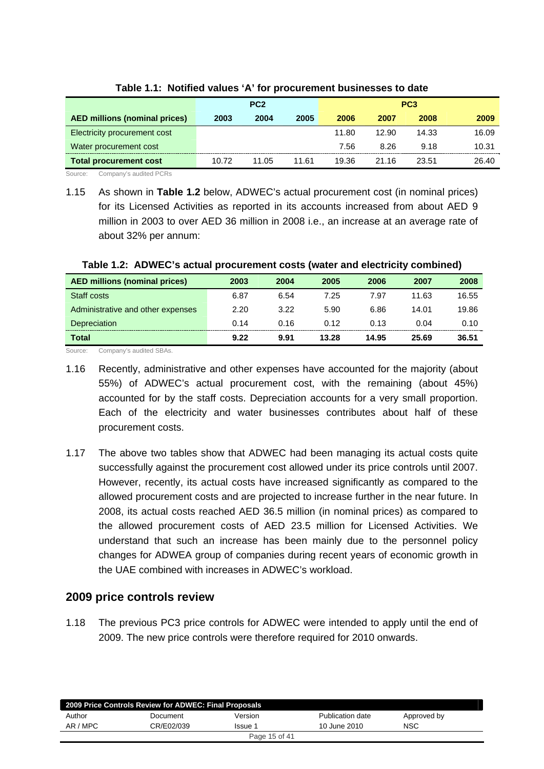**Table 1.1: Notified values 'A' for procurement businesses to date**

| | PC2 | | | PC3 | | | |
|---|---|---|---|---|---|---|---|
| **AED millions (nominal prices)** | **2003** | **2004** | **2005** | **2006** | **2007** | **2008** | **2009** |
| Electricity procurement cost | | | | 11.80 | 12.90 | 14.33 | 16.09 |
| Water procurement cost | | | | 7.56 | 8.26 | 9.18 | 10.31 |
| **Total procurement cost** | 10.72 | 11.05 | 11.61 | 19.36 | 21.16 | 23.51 | 26.40 |

Source: Company's audited PCRs

1.15 As shown in **Table 1.2** below, ADWEC's actual procurement cost (in nominal prices) for its Licensed Activities as reported in its accounts increased from about AED 9 million in 2003 to over AED 36 million in 2008 i.e., an increase at an average rate of about 32% per annum:

**Table 1.2: ADWEC's actual procurement costs (water and electricity combined)**

| AED millions (nominal prices) | 2003 | 2004 | 2005 | 2006 | 2007 | 2008 |
|---|---|---|---|---|---|---|
| Staff costs | 6.87 | 6.54 | 7.25 | 7.97 | 11.63 | 16.55 |
| Administrative and other expenses | 2.20 | 3.22 | 5.90 | 6.86 | 14.01 | 19.86 |
| Depreciation | 0.14 | 0.16 | 0.12 | 0.13 | 0.04 | 0.10 |
| **Total** | **9.22** | **9.91** | **13.28** | **14.95** | **25.69** | **36.51** |

Source: Company's audited SBAs.

1.16 Recently, administrative and other expenses have accounted for the majority (about 55%) of ADWEC's actual procurement cost, with the remaining (about 45%) accounted for by the staff costs. Depreciation accounts for a very small proportion. Each of the electricity and water businesses contributes about half of these procurement costs.

1.17 The above two tables show that ADWEC had been managing its actual costs quite successfully against the procurement cost allowed under its price controls until 2007. However, recently, its actual costs have increased significantly as compared to the allowed procurement costs and are projected to increase further in the near future. In 2008, its actual costs reached AED 36.5 million (in nominal prices) as compared to the allowed procurement costs of AED 23.5 million for Licensed Activities. We understand that such an increase has been mainly due to the personnel policy changes for ADWEA group of companies during recent years of economic growth in the UAE combined with increases in ADWEC's workload.

## 2009 price controls review

1.18 The previous PC3 price controls for ADWEC were intended to apply until the end of 2009. The new price controls were therefore required for 2010 onwards.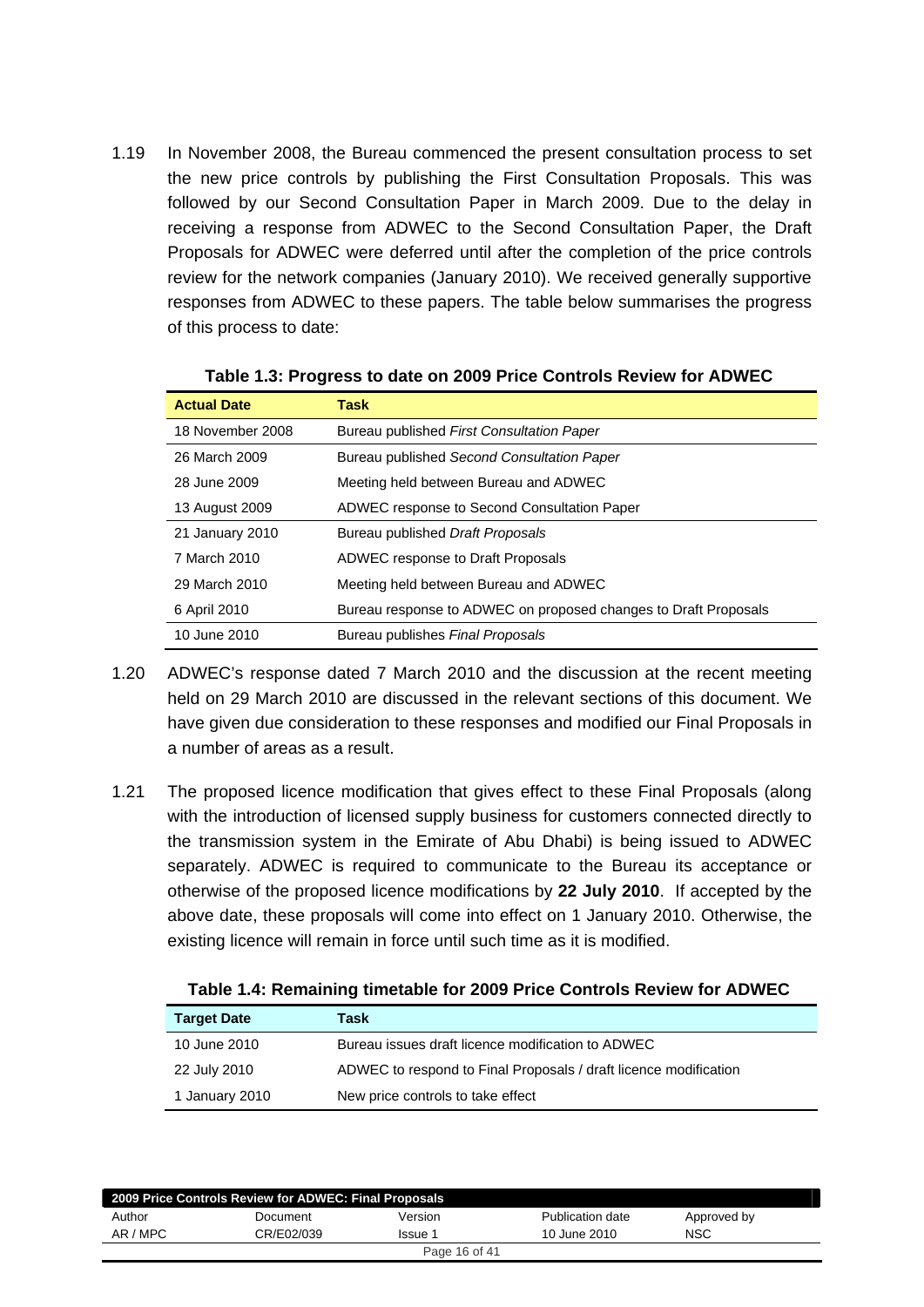1.19 In November 2008, the Bureau commenced the present consultation process to set the new price controls by publishing the First Consultation Proposals. This was followed by our Second Consultation Paper in March 2009. Due to the delay in receiving a response from ADWEC to the Second Consultation Paper, the Draft Proposals for ADWEC were deferred until after the completion of the price controls review for the network companies (January 2010). We received generally supportive responses from ADWEC to these papers. The table below summarises the progress of this process to date:

**Table 1.3: Progress to date on 2009 Price Controls Review for ADWEC**

| Actual Date | Task |
|---|---|
| 18 November 2008 | Bureau published *First Consultation Paper* |
| 26 March 2009 | Bureau published *Second Consultation Paper* |
| 28 June 2009 | Meeting held between Bureau and ADWEC |
| 13 August 2009 | ADWEC response to Second Consultation Paper |
| 21 January 2010 | Bureau published *Draft Proposals* |
| 7 March 2010 | ADWEC response to Draft Proposals |
| 29 March 2010 | Meeting held between Bureau and ADWEC |
| 6 April 2010 | Bureau response to ADWEC on proposed changes to Draft Proposals |
| 10 June 2010 | Bureau publishes *Final Proposals* |

1.20 ADWEC's response dated 7 March 2010 and the discussion at the recent meeting held on 29 March 2010 are discussed in the relevant sections of this document. We have given due consideration to these responses and modified our Final Proposals in a number of areas as a result.

1.21 The proposed licence modification that gives effect to these Final Proposals (along with the introduction of licensed supply business for customers connected directly to the transmission system in the Emirate of Abu Dhabi) is being issued to ADWEC separately. ADWEC is required to communicate to the Bureau its acceptance or otherwise of the proposed licence modifications by **22 July 2010**. If accepted by the above date, these proposals will come into effect on 1 January 2010. Otherwise, the existing licence will remain in force until such time as it is modified.

**Table 1.4: Remaining timetable for 2009 Price Controls Review for ADWEC**

| Target Date | Task |
|---|---|
| 10 June 2010 | Bureau issues draft licence modification to ADWEC |
| 22 July 2010 | ADWEC to respond to Final Proposals / draft licence modification |
| 1 January 2010 | New price controls to take effect |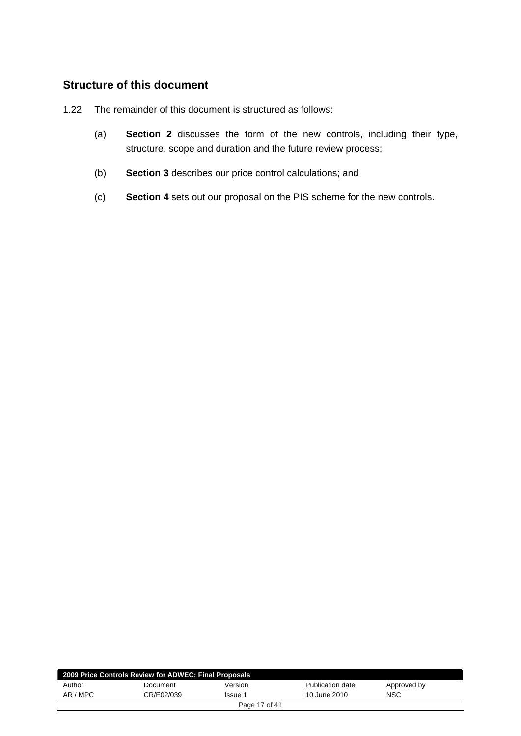## Structure of this document

1.22 The remainder of this document is structured as follows:

(a) **Section 2** discusses the form of the new controls, including their type, structure, scope and duration and the future review process;

(b) **Section 3** describes our price control calculations; and

(c) **Section 4** sets out our proposal on the PIS scheme for the new controls.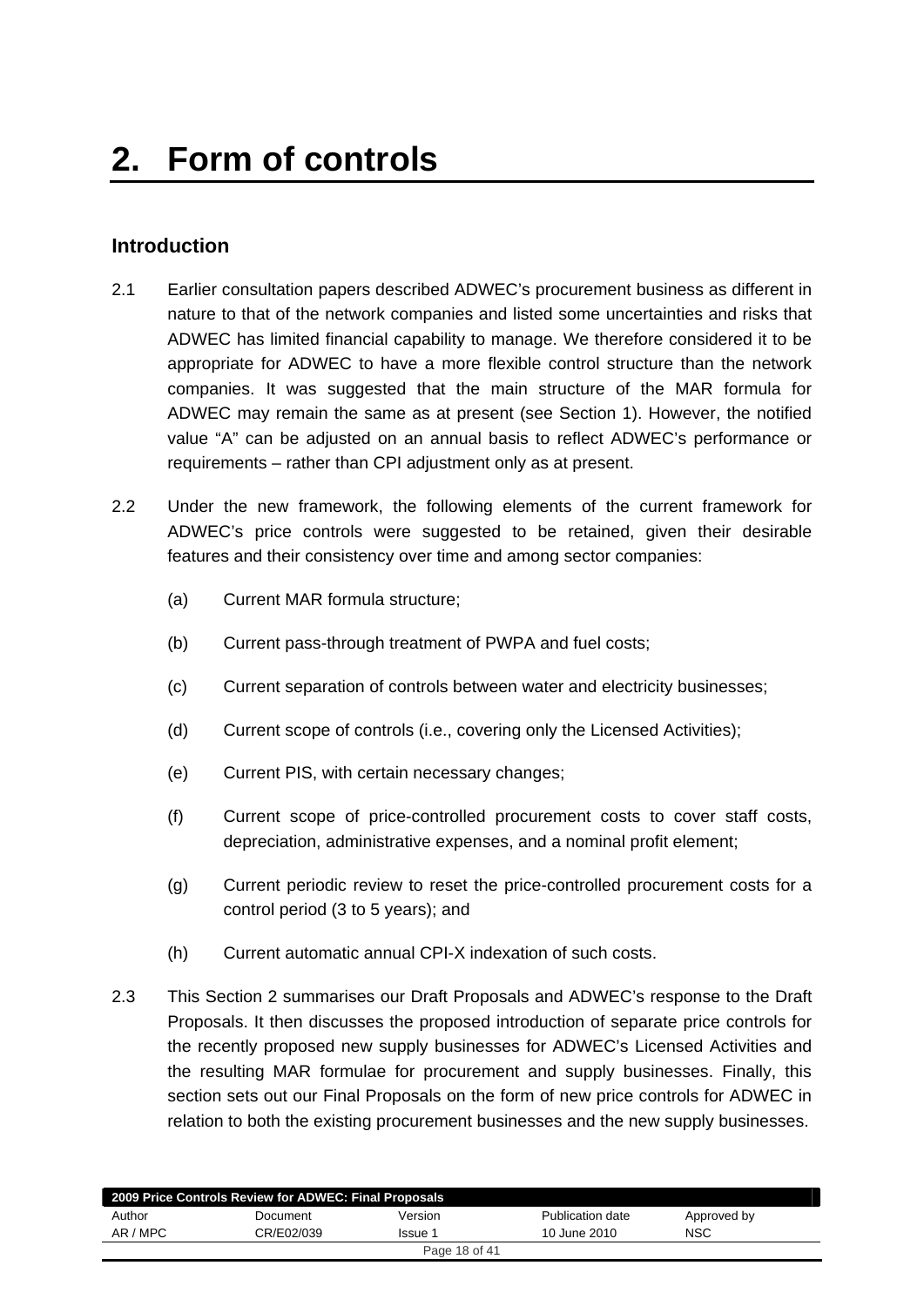# 2. Form of controls

## Introduction

2.1 Earlier consultation papers described ADWEC's procurement business as different in nature to that of the network companies and listed some uncertainties and risks that ADWEC has limited financial capability to manage. We therefore considered it to be appropriate for ADWEC to have a more flexible control structure than the network companies. It was suggested that the main structure of the MAR formula for ADWEC may remain the same as at present (see Section 1). However, the notified value "A" can be adjusted on an annual basis to reflect ADWEC's performance or requirements – rather than CPI adjustment only as at present.

2.2 Under the new framework, the following elements of the current framework for ADWEC's price controls were suggested to be retained, given their desirable features and their consistency over time and among sector companies:

(a) Current MAR formula structure;

(b) Current pass-through treatment of PWPA and fuel costs;

(c) Current separation of controls between water and electricity businesses;

(d) Current scope of controls (i.e., covering only the Licensed Activities);

(e) Current PIS, with certain necessary changes;

(f) Current scope of price-controlled procurement costs to cover staff costs, depreciation, administrative expenses, and a nominal profit element;

(g) Current periodic review to reset the price-controlled procurement costs for a control period (3 to 5 years); and

(h) Current automatic annual CPI-X indexation of such costs.

2.3 This Section 2 summarises our Draft Proposals and ADWEC's response to the Draft Proposals. It then discusses the proposed introduction of separate price controls for the recently proposed new supply businesses for ADWEC's Licensed Activities and the resulting MAR formulae for procurement and supply businesses. Finally, this section sets out our Final Proposals on the form of new price controls for ADWEC in relation to both the existing procurement businesses and the new supply businesses.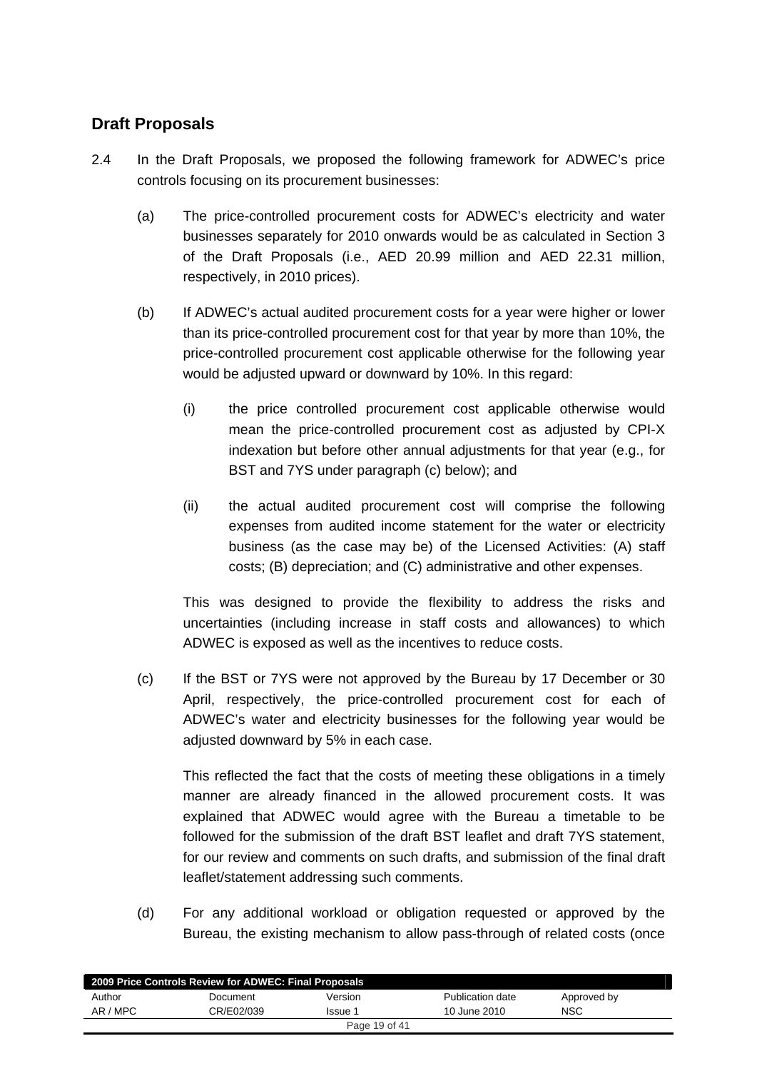## Draft Proposals

2.4 In the Draft Proposals, we proposed the following framework for ADWEC's price controls focusing on its procurement businesses:

(a) The price-controlled procurement costs for ADWEC's electricity and water businesses separately for 2010 onwards would be as calculated in Section 3 of the Draft Proposals (i.e., AED 20.99 million and AED 22.31 million, respectively, in 2010 prices).

(b) If ADWEC's actual audited procurement costs for a year were higher or lower than its price-controlled procurement cost for that year by more than 10%, the price-controlled procurement cost applicable otherwise for the following year would be adjusted upward or downward by 10%. In this regard:

(i) the price controlled procurement cost applicable otherwise would mean the price-controlled procurement cost as adjusted by CPI-X indexation but before other annual adjustments for that year (e.g., for BST and 7YS under paragraph (c) below); and

(ii) the actual audited procurement cost will comprise the following expenses from audited income statement for the water or electricity business (as the case may be) of the Licensed Activities: (A) staff costs; (B) depreciation; and (C) administrative and other expenses.

This was designed to provide the flexibility to address the risks and uncertainties (including increase in staff costs and allowances) to which ADWEC is exposed as well as the incentives to reduce costs.

(c) If the BST or 7YS were not approved by the Bureau by 17 December or 30 April, respectively, the price-controlled procurement cost for each of ADWEC's water and electricity businesses for the following year would be adjusted downward by 5% in each case.

This reflected the fact that the costs of meeting these obligations in a timely manner are already financed in the allowed procurement costs. It was explained that ADWEC would agree with the Bureau a timetable to be followed for the submission of the draft BST leaflet and draft 7YS statement, for our review and comments on such drafts, and submission of the final draft leaflet/statement addressing such comments.

(d) For any additional workload or obligation requested or approved by the Bureau, the existing mechanism to allow pass-through of related costs (once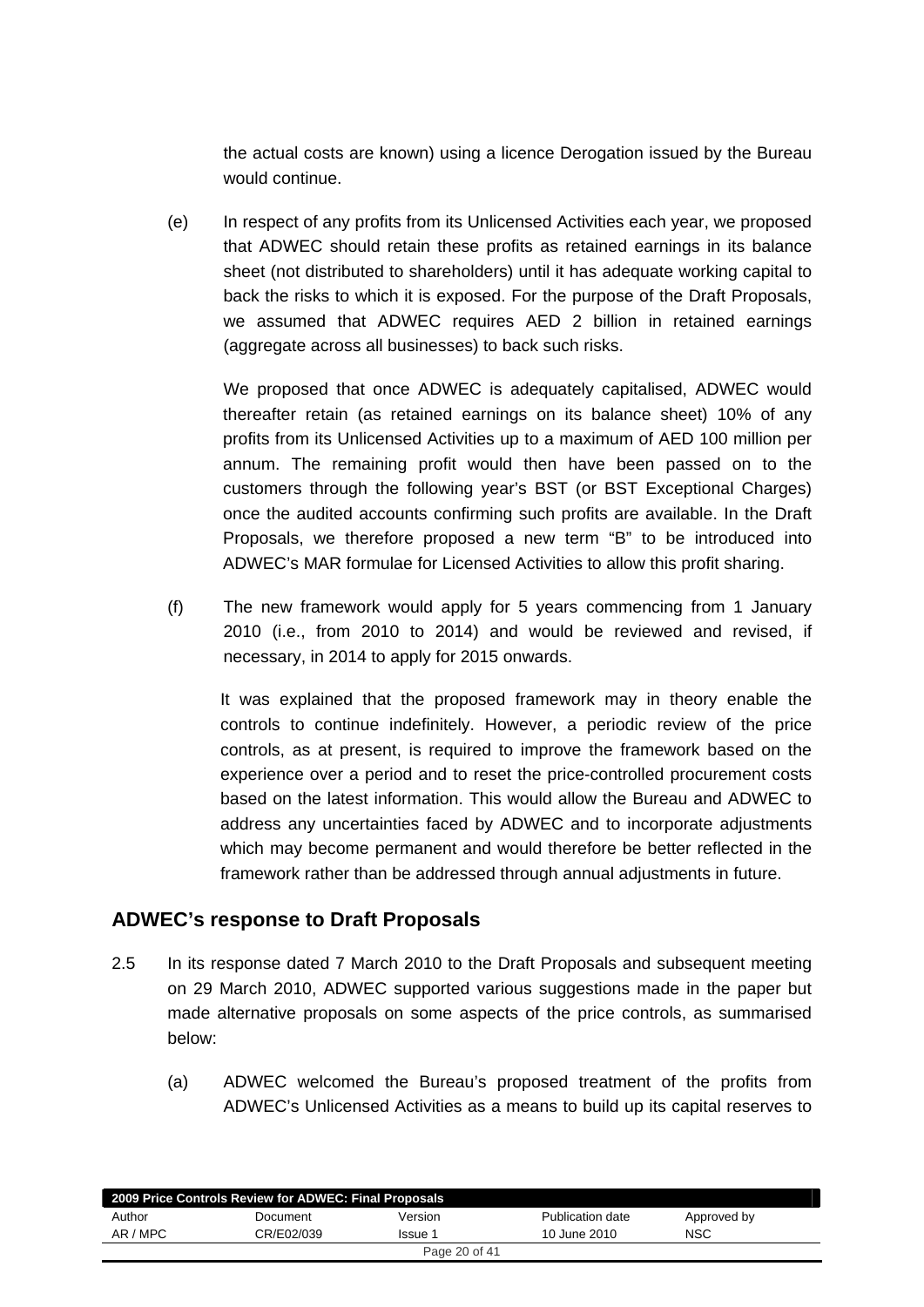the actual costs are known) using a licence Derogation issued by the Bureau would continue.

(e) In respect of any profits from its Unlicensed Activities each year, we proposed that ADWEC should retain these profits as retained earnings in its balance sheet (not distributed to shareholders) until it has adequate working capital to back the risks to which it is exposed. For the purpose of the Draft Proposals, we assumed that ADWEC requires AED 2 billion in retained earnings (aggregate across all businesses) to back such risks.

We proposed that once ADWEC is adequately capitalised, ADWEC would thereafter retain (as retained earnings on its balance sheet) 10% of any profits from its Unlicensed Activities up to a maximum of AED 100 million per annum. The remaining profit would then have been passed on to the customers through the following year's BST (or BST Exceptional Charges) once the audited accounts confirming such profits are available. In the Draft Proposals, we therefore proposed a new term "B" to be introduced into ADWEC's MAR formulae for Licensed Activities to allow this profit sharing.

(f) The new framework would apply for 5 years commencing from 1 January 2010 (i.e., from 2010 to 2014) and would be reviewed and revised, if necessary, in 2014 to apply for 2015 onwards.

It was explained that the proposed framework may in theory enable the controls to continue indefinitely. However, a periodic review of the price controls, as at present, is required to improve the framework based on the experience over a period and to reset the price-controlled procurement costs based on the latest information. This would allow the Bureau and ADWEC to address any uncertainties faced by ADWEC and to incorporate adjustments which may become permanent and would therefore be better reflected in the framework rather than be addressed through annual adjustments in future.

## ADWEC's response to Draft Proposals

2.5 In its response dated 7 March 2010 to the Draft Proposals and subsequent meeting on 29 March 2010, ADWEC supported various suggestions made in the paper but made alternative proposals on some aspects of the price controls, as summarised below:

(a) ADWEC welcomed the Bureau's proposed treatment of the profits from ADWEC's Unlicensed Activities as a means to build up its capital reserves to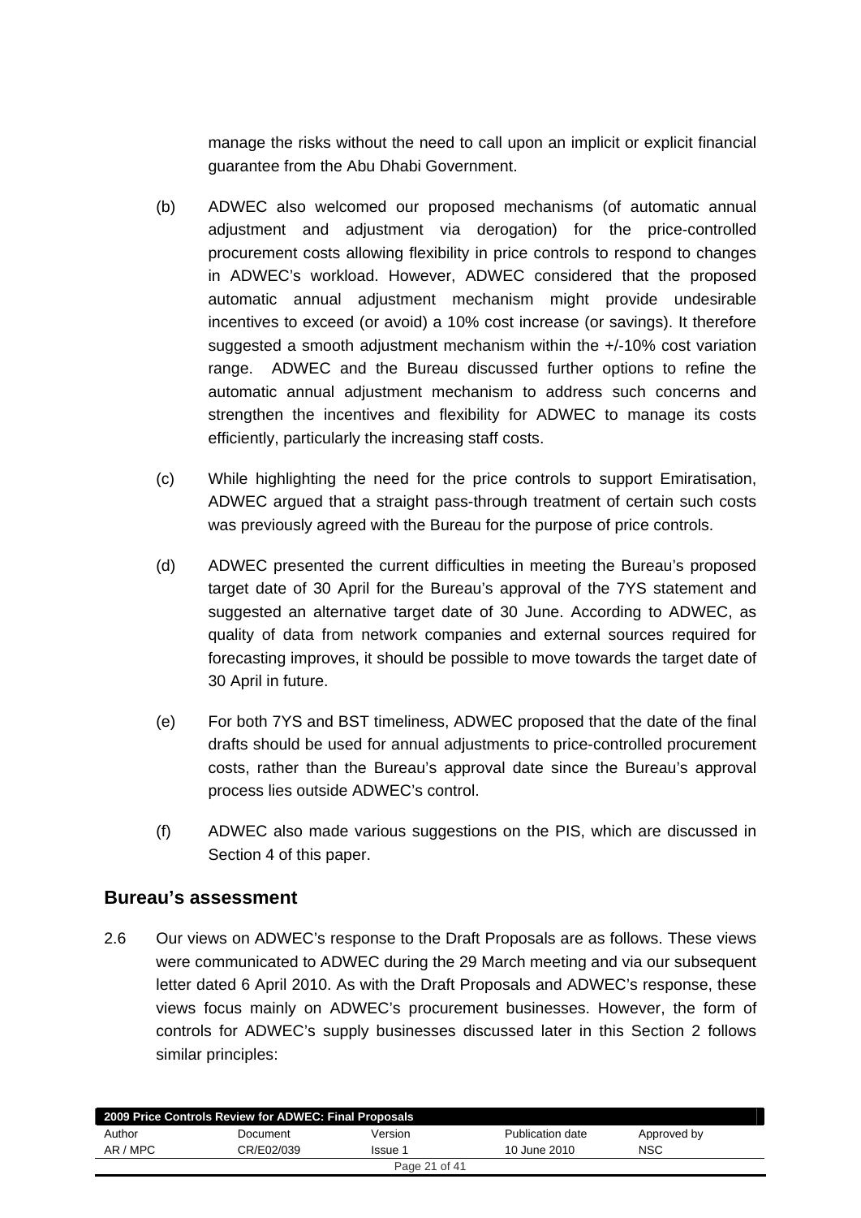manage the risks without the need to call upon an implicit or explicit financial guarantee from the Abu Dhabi Government.

(b) ADWEC also welcomed our proposed mechanisms (of automatic annual adjustment and adjustment via derogation) for the price-controlled procurement costs allowing flexibility in price controls to respond to changes in ADWEC's workload. However, ADWEC considered that the proposed automatic annual adjustment mechanism might provide undesirable incentives to exceed (or avoid) a 10% cost increase (or savings). It therefore suggested a smooth adjustment mechanism within the +/-10% cost variation range. ADWEC and the Bureau discussed further options to refine the automatic annual adjustment mechanism to address such concerns and strengthen the incentives and flexibility for ADWEC to manage its costs efficiently, particularly the increasing staff costs.

(c) While highlighting the need for the price controls to support Emiratisation, ADWEC argued that a straight pass-through treatment of certain such costs was previously agreed with the Bureau for the purpose of price controls.

(d) ADWEC presented the current difficulties in meeting the Bureau's proposed target date of 30 April for the Bureau's approval of the 7YS statement and suggested an alternative target date of 30 June. According to ADWEC, as quality of data from network companies and external sources required for forecasting improves, it should be possible to move towards the target date of 30 April in future.

(e) For both 7YS and BST timeliness, ADWEC proposed that the date of the final drafts should be used for annual adjustments to price-controlled procurement costs, rather than the Bureau's approval date since the Bureau's approval process lies outside ADWEC's control.

(f) ADWEC also made various suggestions on the PIS, which are discussed in Section 4 of this paper.

## Bureau's assessment

2.6 Our views on ADWEC's response to the Draft Proposals are as follows. These views were communicated to ADWEC during the 29 March meeting and via our subsequent letter dated 6 April 2010. As with the Draft Proposals and ADWEC's response, these views focus mainly on ADWEC's procurement businesses. However, the form of controls for ADWEC's supply businesses discussed later in this Section 2 follows similar principles: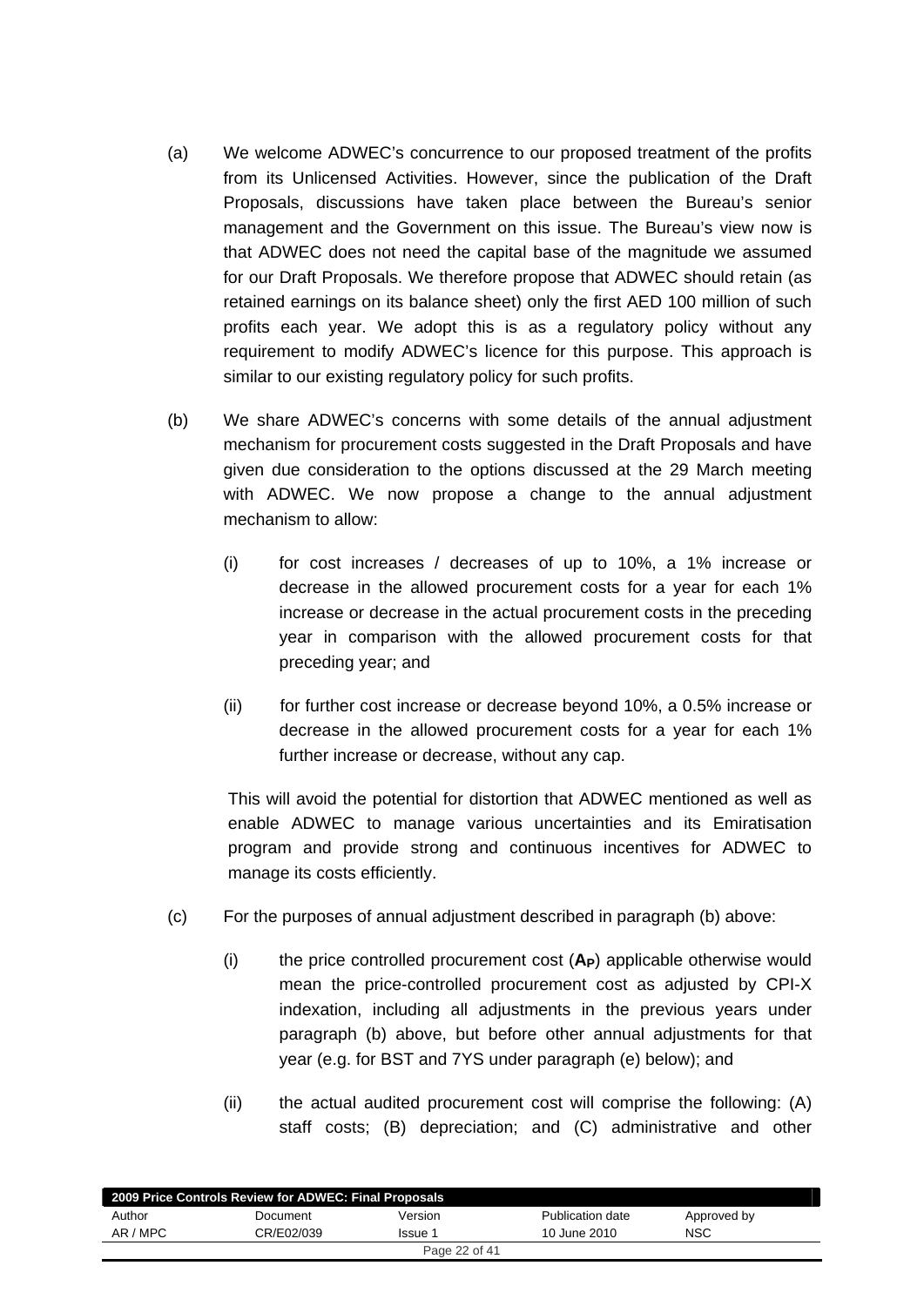(a) We welcome ADWEC's concurrence to our proposed treatment of the profits from its Unlicensed Activities. However, since the publication of the Draft Proposals, discussions have taken place between the Bureau's senior management and the Government on this issue. The Bureau's view now is that ADWEC does not need the capital base of the magnitude we assumed for our Draft Proposals. We therefore propose that ADWEC should retain (as retained earnings on its balance sheet) only the first AED 100 million of such profits each year. We adopt this is as a regulatory policy without any requirement to modify ADWEC's licence for this purpose. This approach is similar to our existing regulatory policy for such profits.

(b) We share ADWEC's concerns with some details of the annual adjustment mechanism for procurement costs suggested in the Draft Proposals and have given due consideration to the options discussed at the 29 March meeting with ADWEC. We now propose a change to the annual adjustment mechanism to allow:

   (i) for cost increases / decreases of up to 10%, a 1% increase or decrease in the allowed procurement costs for a year for each 1% increase or decrease in the actual procurement costs in the preceding year in comparison with the allowed procurement costs for that preceding year; and

   (ii) for further cost increase or decrease beyond 10%, a 0.5% increase or decrease in the allowed procurement costs for a year for each 1% further increase or decrease, without any cap.

   This will avoid the potential for distortion that ADWEC mentioned as well as enable ADWEC to manage various uncertainties and its Emiratisation program and provide strong and continuous incentives for ADWEC to manage its costs efficiently.

(c) For the purposes of annual adjustment described in paragraph (b) above:

   (i) the price controlled procurement cost ($\mathbf{A_P}$) applicable otherwise would mean the price-controlled procurement cost as adjusted by CPI-X indexation, including all adjustments in the previous years under paragraph (b) above, but before other annual adjustments for that year (e.g. for BST and 7YS under paragraph (e) below); and

   (ii) the actual audited procurement cost will comprise the following: (A) staff costs; (B) depreciation; and (C) administrative and other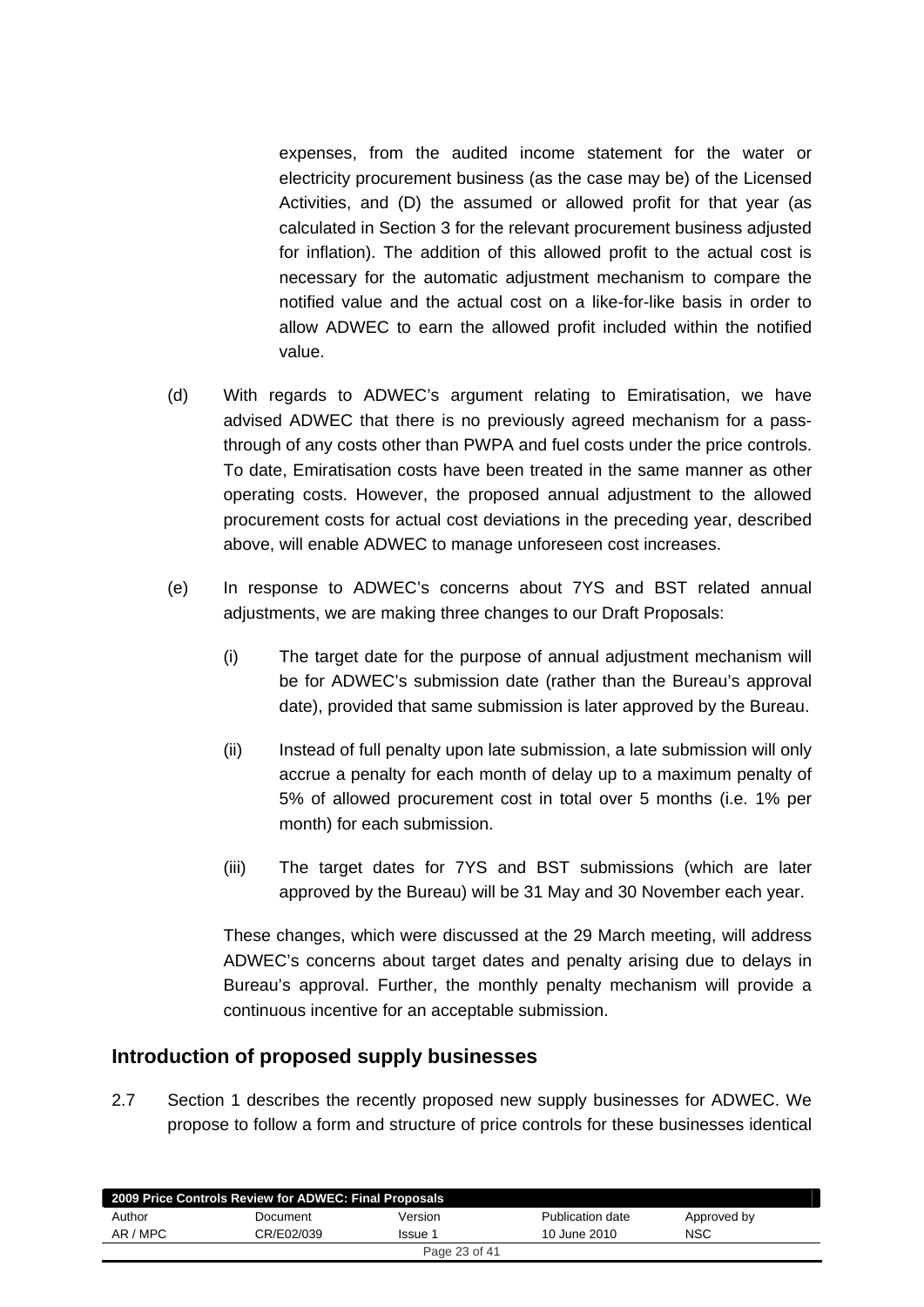expenses, from the audited income statement for the water or electricity procurement business (as the case may be) of the Licensed Activities, and (D) the assumed or allowed profit for that year (as calculated in Section 3 for the relevant procurement business adjusted for inflation). The addition of this allowed profit to the actual cost is necessary for the automatic adjustment mechanism to compare the notified value and the actual cost on a like-for-like basis in order to allow ADWEC to earn the allowed profit included within the notified value.

(d) With regards to ADWEC's argument relating to Emiratisation, we have advised ADWEC that there is no previously agreed mechanism for a pass-through of any costs other than PWPA and fuel costs under the price controls. To date, Emiratisation costs have been treated in the same manner as other operating costs. However, the proposed annual adjustment to the allowed procurement costs for actual cost deviations in the preceding year, described above, will enable ADWEC to manage unforeseen cost increases.

(e) In response to ADWEC's concerns about 7YS and BST related annual adjustments, we are making three changes to our Draft Proposals:

(i) The target date for the purpose of annual adjustment mechanism will be for ADWEC's submission date (rather than the Bureau's approval date), provided that same submission is later approved by the Bureau.

(ii) Instead of full penalty upon late submission, a late submission will only accrue a penalty for each month of delay up to a maximum penalty of 5% of allowed procurement cost in total over 5 months (i.e. 1% per month) for each submission.

(iii) The target dates for 7YS and BST submissions (which are later approved by the Bureau) will be 31 May and 30 November each year.

These changes, which were discussed at the 29 March meeting, will address ADWEC's concerns about target dates and penalty arising due to delays in Bureau's approval. Further, the monthly penalty mechanism will provide a continuous incentive for an acceptable submission.

## Introduction of proposed supply businesses

2.7 Section 1 describes the recently proposed new supply businesses for ADWEC. We propose to follow a form and structure of price controls for these businesses identical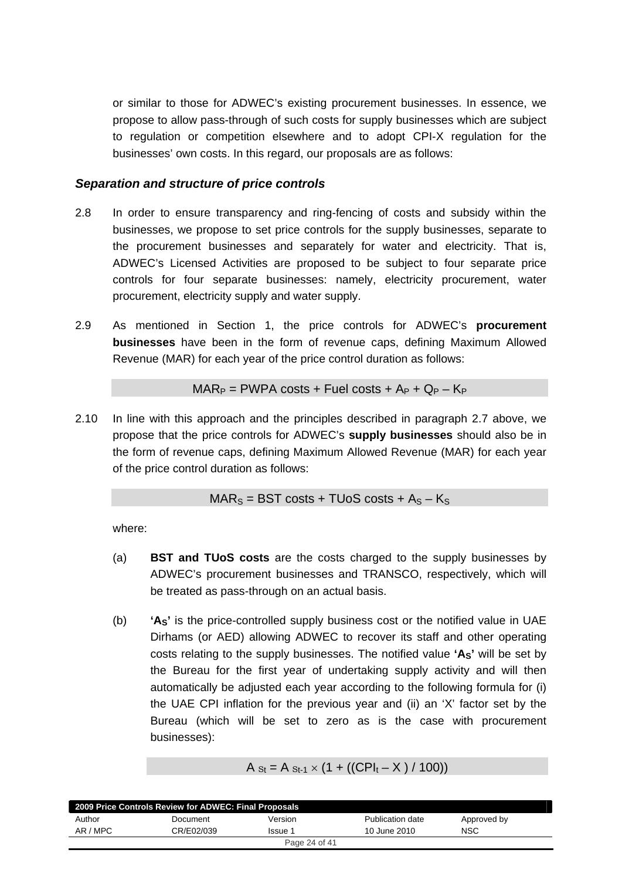or similar to those for ADWEC's existing procurement businesses. In essence, we propose to allow pass-through of such costs for supply businesses which are subject to regulation or competition elsewhere and to adopt CPI-X regulation for the businesses' own costs. In this regard, our proposals are as follows:

### *Separation and structure of price controls*

2.8 In order to ensure transparency and ring-fencing of costs and subsidy within the businesses, we propose to set price controls for the supply businesses, separate to the procurement businesses and separately for water and electricity. That is, ADWEC's Licensed Activities are proposed to be subject to four separate price controls for four separate businesses: namely, electricity procurement, water procurement, electricity supply and water supply.

2.9 As mentioned in Section 1, the price controls for ADWEC's **procurement businesses** have been in the form of revenue caps, defining Maximum Allowed Revenue (MAR) for each year of the price control duration as follows:

$$MAR_P = \text{PWPA costs} + \text{Fuel costs} + A_P + Q_P - K_P$$

2.10 In line with this approach and the principles described in paragraph 2.7 above, we propose that the price controls for ADWEC's **supply businesses** should also be in the form of revenue caps, defining Maximum Allowed Revenue (MAR) for each year of the price control duration as follows:

$$MAR_S = \text{BST costs} + \text{TUoS costs} + A_S - K_S$$

where:

(a) **BST and TUoS costs** are the costs charged to the supply businesses by ADWEC's procurement businesses and TRANSCO, respectively, which will be treated as pass-through on an actual basis.

(b) **'$A_S$'** is the price-controlled supply business cost or the notified value in UAE Dirhams (or AED) allowing ADWEC to recover its staff and other operating costs relating to the supply businesses. The notified value **'$A_S$'** will be set by the Bureau for the first year of undertaking supply activity and will then automatically be adjusted each year according to the following formula for (i) the UAE CPI inflation for the previous year and (ii) an 'X' factor set by the Bureau (which will be set to zero as is the case with procurement businesses):

$$A_{St} = A_{St-1} \times (1 + ((CPI_t - X) / 100))$$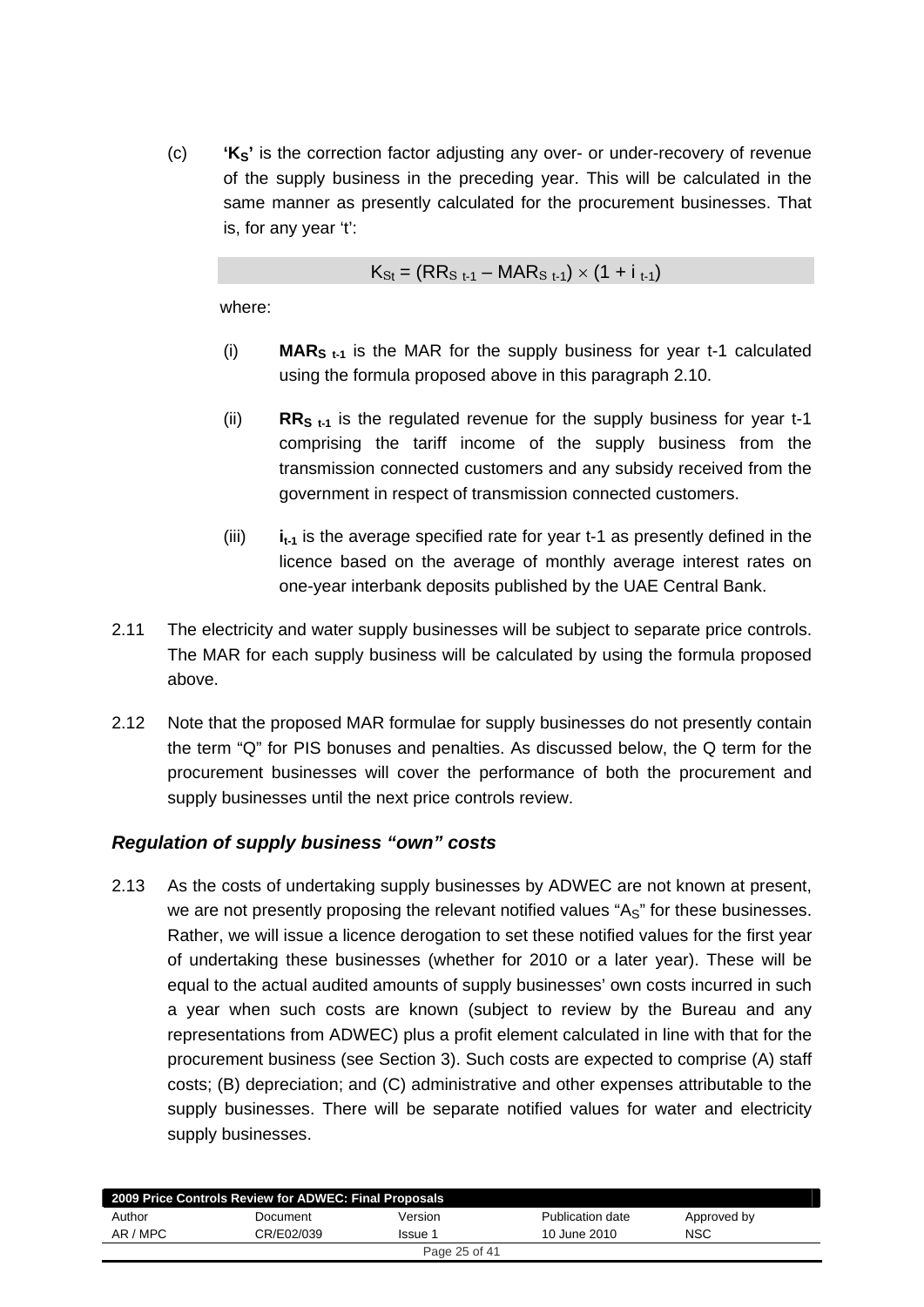(c) **'$K_S$'** is the correction factor adjusting any over- or under-recovery of revenue of the supply business in the preceding year. This will be calculated in the same manner as presently calculated for the procurement businesses. That is, for any year 't':

$$K_{St} = (RR_{S\ t-1} - MAR_{S\ t-1}) \times (1 + i_{\ t-1})$$

where:

(i) $\mathbf{MAR_{S\ t-1}}$ is the MAR for the supply business for year t-1 calculated using the formula proposed above in this paragraph 2.10.

(ii) $\mathbf{RR_{S\ t-1}}$ is the regulated revenue for the supply business for year t-1 comprising the tariff income of the supply business from the transmission connected customers and any subsidy received from the government in respect of transmission connected customers.

(iii) $\mathbf{i_{t-1}}$ is the average specified rate for year t-1 as presently defined in the licence based on the average of monthly average interest rates on one-year interbank deposits published by the UAE Central Bank.

2.11 The electricity and water supply businesses will be subject to separate price controls. The MAR for each supply business will be calculated by using the formula proposed above.

2.12 Note that the proposed MAR formulae for supply businesses do not presently contain the term "Q" for PIS bonuses and penalties. As discussed below, the Q term for the procurement businesses will cover the performance of both the procurement and supply businesses until the next price controls review.

### *Regulation of supply business "own" costs*

2.13 As the costs of undertaking supply businesses by ADWEC are not known at present, we are not presently proposing the relevant notified values "$A_S$" for these businesses. Rather, we will issue a licence derogation to set these notified values for the first year of undertaking these businesses (whether for 2010 or a later year). These will be equal to the actual audited amounts of supply businesses' own costs incurred in such a year when such costs are known (subject to review by the Bureau and any representations from ADWEC) plus a profit element calculated in line with that for the procurement business (see Section 3). Such costs are expected to comprise (A) staff costs; (B) depreciation; and (C) administrative and other expenses attributable to the supply businesses. There will be separate notified values for water and electricity supply businesses.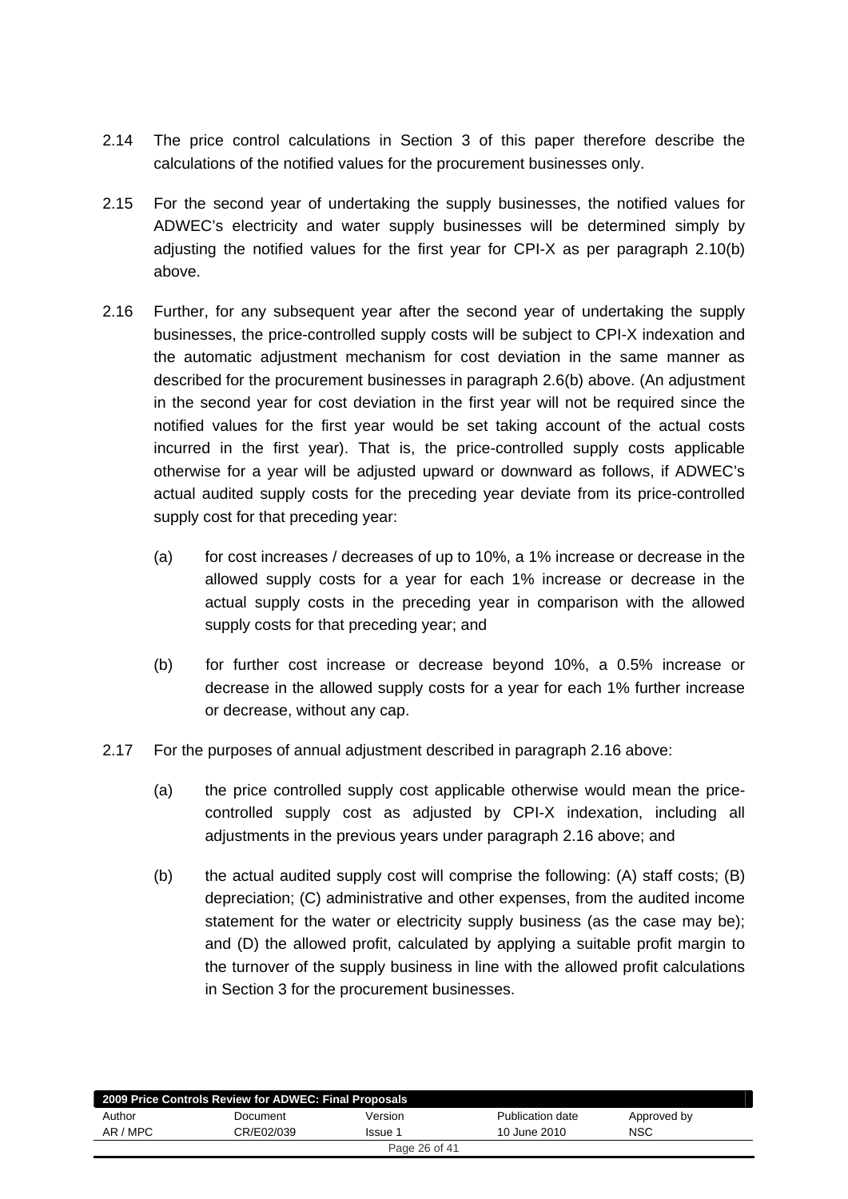2.14 The price control calculations in Section 3 of this paper therefore describe the calculations of the notified values for the procurement businesses only.

2.15 For the second year of undertaking the supply businesses, the notified values for ADWEC's electricity and water supply businesses will be determined simply by adjusting the notified values for the first year for CPI-X as per paragraph 2.10(b) above.

2.16 Further, for any subsequent year after the second year of undertaking the supply businesses, the price-controlled supply costs will be subject to CPI-X indexation and the automatic adjustment mechanism for cost deviation in the same manner as described for the procurement businesses in paragraph 2.6(b) above. (An adjustment in the second year for cost deviation in the first year will not be required since the notified values for the first year would be set taking account of the actual costs incurred in the first year). That is, the price-controlled supply costs applicable otherwise for a year will be adjusted upward or downward as follows, if ADWEC's actual audited supply costs for the preceding year deviate from its price-controlled supply cost for that preceding year:

   (a) for cost increases / decreases of up to 10%, a 1% increase or decrease in the allowed supply costs for a year for each 1% increase or decrease in the actual supply costs in the preceding year in comparison with the allowed supply costs for that preceding year; and

   (b) for further cost increase or decrease beyond 10%, a 0.5% increase or decrease in the allowed supply costs for a year for each 1% further increase or decrease, without any cap.

2.17 For the purposes of annual adjustment described in paragraph 2.16 above:

   (a) the price controlled supply cost applicable otherwise would mean the price-controlled supply cost as adjusted by CPI-X indexation, including all adjustments in the previous years under paragraph 2.16 above; and

   (b) the actual audited supply cost will comprise the following: (A) staff costs; (B) depreciation; (C) administrative and other expenses, from the audited income statement for the water or electricity supply business (as the case may be); and (D) the allowed profit, calculated by applying a suitable profit margin to the turnover of the supply business in line with the allowed profit calculations in Section 3 for the procurement businesses.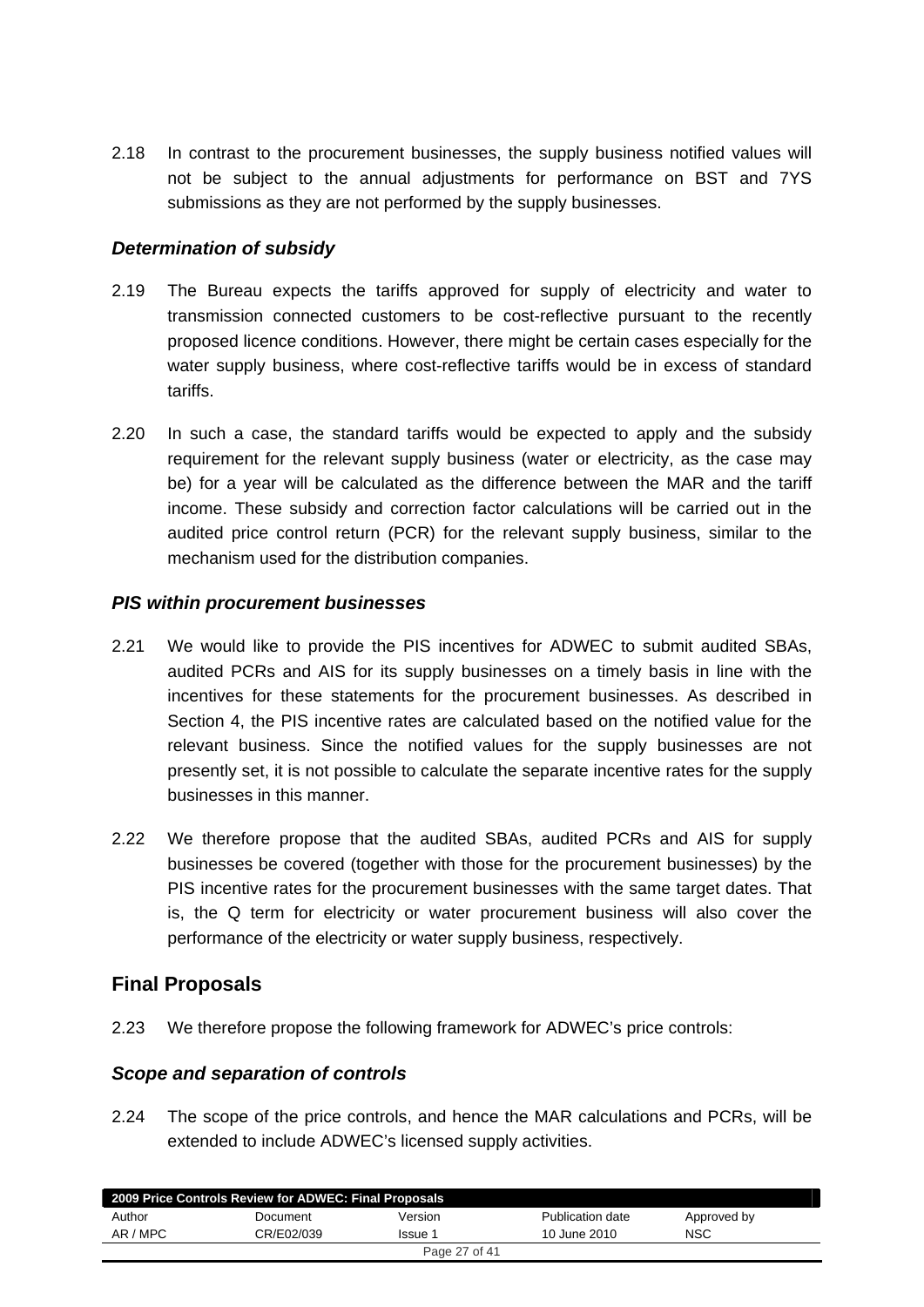2.18 In contrast to the procurement businesses, the supply business notified values will not be subject to the annual adjustments for performance on BST and 7YS submissions as they are not performed by the supply businesses.

### *Determination of subsidy*

2.19 The Bureau expects the tariffs approved for supply of electricity and water to transmission connected customers to be cost-reflective pursuant to the recently proposed licence conditions. However, there might be certain cases especially for the water supply business, where cost-reflective tariffs would be in excess of standard tariffs.

2.20 In such a case, the standard tariffs would be expected to apply and the subsidy requirement for the relevant supply business (water or electricity, as the case may be) for a year will be calculated as the difference between the MAR and the tariff income. These subsidy and correction factor calculations will be carried out in the audited price control return (PCR) for the relevant supply business, similar to the mechanism used for the distribution companies.

### *PIS within procurement businesses*

2.21 We would like to provide the PIS incentives for ADWEC to submit audited SBAs, audited PCRs and AIS for its supply businesses on a timely basis in line with the incentives for these statements for the procurement businesses. As described in Section 4, the PIS incentive rates are calculated based on the notified value for the relevant business. Since the notified values for the supply businesses are not presently set, it is not possible to calculate the separate incentive rates for the supply businesses in this manner.

2.22 We therefore propose that the audited SBAs, audited PCRs and AIS for supply businesses be covered (together with those for the procurement businesses) by the PIS incentive rates for the procurement businesses with the same target dates. That is, the Q term for electricity or water procurement business will also cover the performance of the electricity or water supply business, respectively.

## Final Proposals

2.23 We therefore propose the following framework for ADWEC's price controls:

### *Scope and separation of controls*

2.24 The scope of the price controls, and hence the MAR calculations and PCRs, will be extended to include ADWEC's licensed supply activities.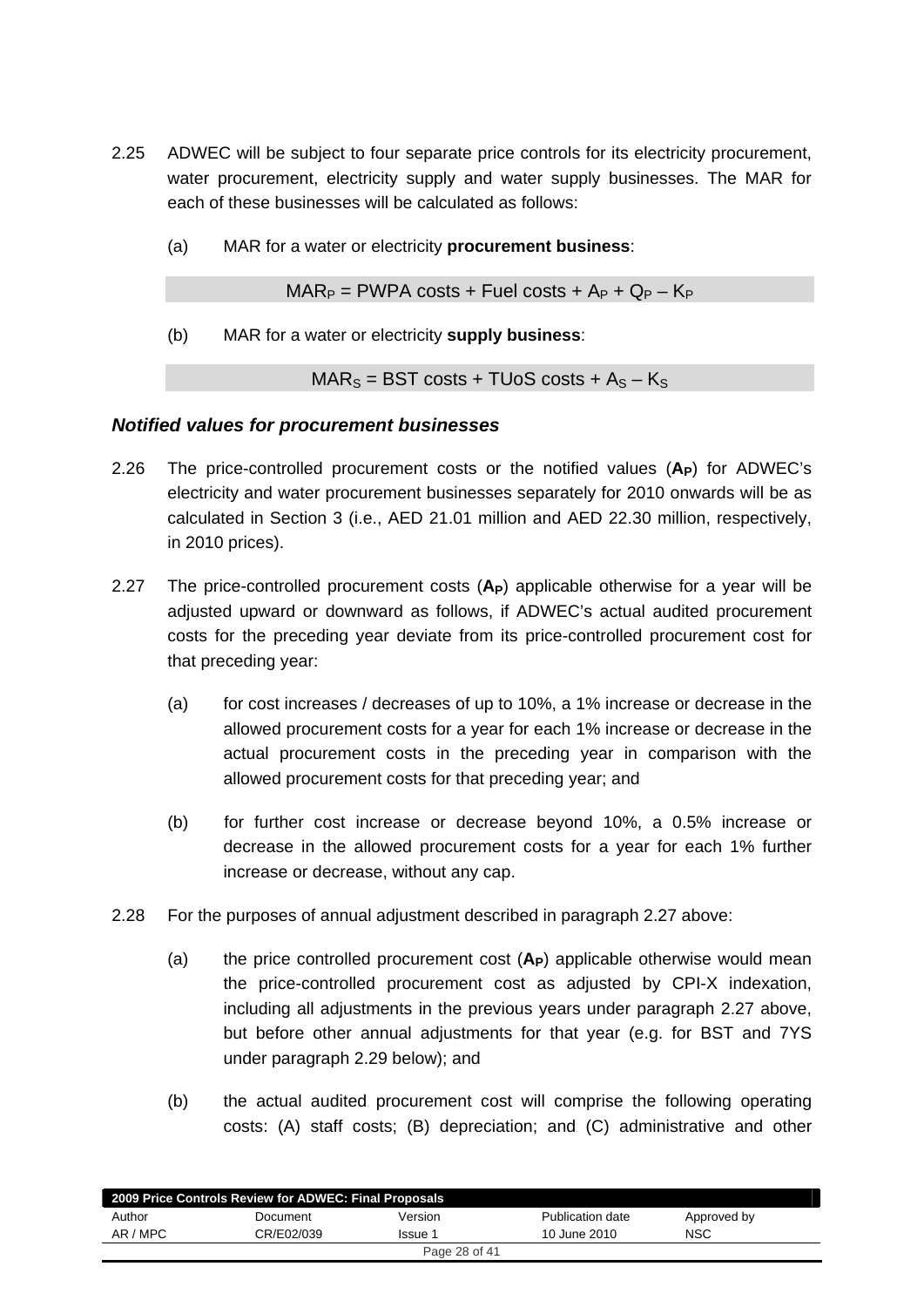2.25 ADWEC will be subject to four separate price controls for its electricity procurement, water procurement, electricity supply and water supply businesses. The MAR for each of these businesses will be calculated as follows:

(a) MAR for a water or electricity **procurement business**:

$$MAR_P = \text{PWPA costs} + \text{Fuel costs} + A_P + Q_P - K_P$$

(b) MAR for a water or electricity **supply business**:

$$MAR_S = \text{BST costs} + \text{TUoS costs} + A_S - K_S$$

### *Notified values for procurement businesses*

2.26 The price-controlled procurement costs or the notified values (**$A_P$**) for ADWEC's electricity and water procurement businesses separately for 2010 onwards will be as calculated in Section 3 (i.e., AED 21.01 million and AED 22.30 million, respectively, in 2010 prices).

2.27 The price-controlled procurement costs (**$A_P$**) applicable otherwise for a year will be adjusted upward or downward as follows, if ADWEC's actual audited procurement costs for the preceding year deviate from its price-controlled procurement cost for that preceding year:

(a) for cost increases / decreases of up to 10%, a 1% increase or decrease in the allowed procurement costs for a year for each 1% increase or decrease in the actual procurement costs in the preceding year in comparison with the allowed procurement costs for that preceding year; and

(b) for further cost increase or decrease beyond 10%, a 0.5% increase or decrease in the allowed procurement costs for a year for each 1% further increase or decrease, without any cap.

2.28 For the purposes of annual adjustment described in paragraph 2.27 above:

(a) the price controlled procurement cost (**$A_P$**) applicable otherwise would mean the price-controlled procurement cost as adjusted by CPI-X indexation, including all adjustments in the previous years under paragraph 2.27 above, but before other annual adjustments for that year (e.g. for BST and 7YS under paragraph 2.29 below); and

(b) the actual audited procurement cost will comprise the following operating costs: (A) staff costs; (B) depreciation; and (C) administrative and other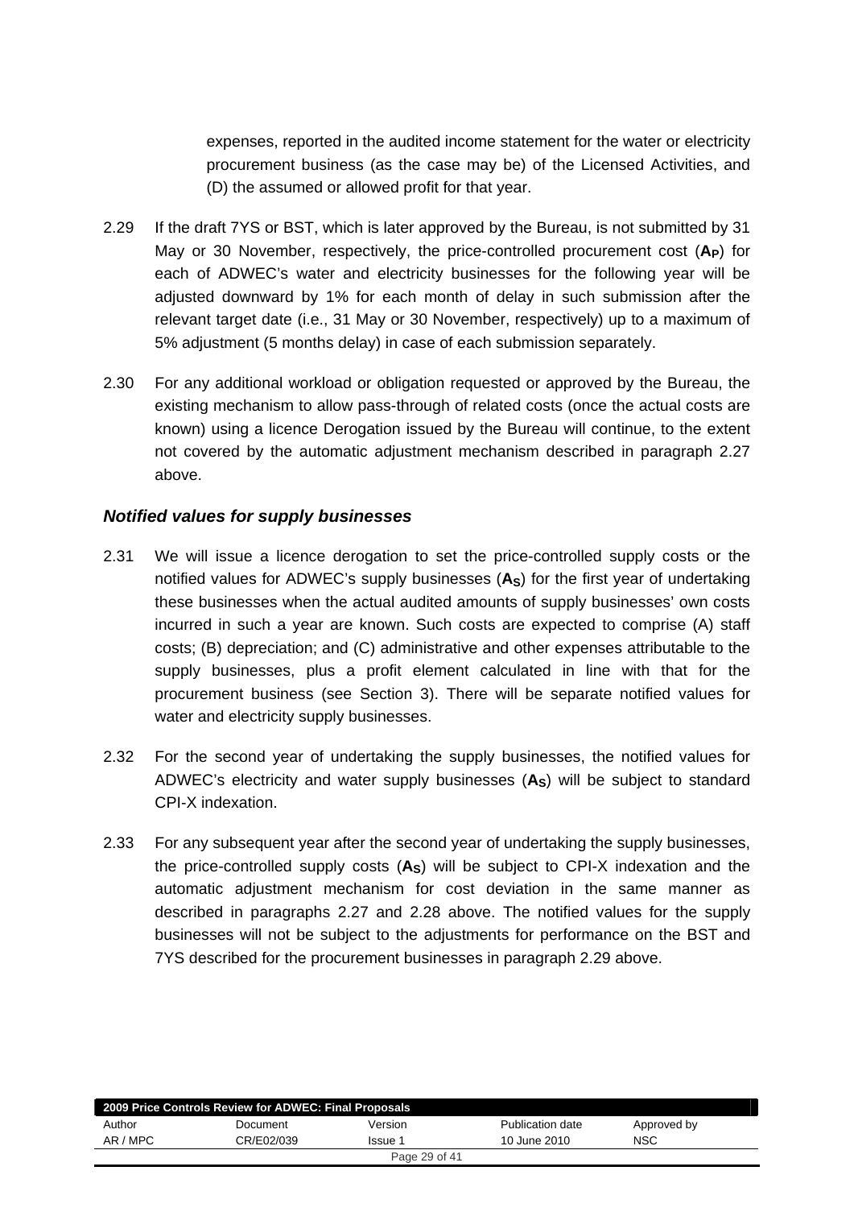expenses, reported in the audited income statement for the water or electricity procurement business (as the case may be) of the Licensed Activities, and (D) the assumed or allowed profit for that year.

2.29 If the draft 7YS or BST, which is later approved by the Bureau, is not submitted by 31 May or 30 November, respectively, the price-controlled procurement cost (**$A_P$**) for each of ADWEC's water and electricity businesses for the following year will be adjusted downward by 1% for each month of delay in such submission after the relevant target date (i.e., 31 May or 30 November, respectively) up to a maximum of 5% adjustment (5 months delay) in case of each submission separately.

2.30 For any additional workload or obligation requested or approved by the Bureau, the existing mechanism to allow pass-through of related costs (once the actual costs are known) using a licence Derogation issued by the Bureau will continue, to the extent not covered by the automatic adjustment mechanism described in paragraph 2.27 above.

### *Notified values for supply businesses*

2.31 We will issue a licence derogation to set the price-controlled supply costs or the notified values for ADWEC's supply businesses (**$A_S$**) for the first year of undertaking these businesses when the actual audited amounts of supply businesses' own costs incurred in such a year are known. Such costs are expected to comprise (A) staff costs; (B) depreciation; and (C) administrative and other expenses attributable to the supply businesses, plus a profit element calculated in line with that for the procurement business (see Section 3). There will be separate notified values for water and electricity supply businesses.

2.32 For the second year of undertaking the supply businesses, the notified values for ADWEC's electricity and water supply businesses (**$A_S$**) will be subject to standard CPI-X indexation.

2.33 For any subsequent year after the second year of undertaking the supply businesses, the price-controlled supply costs (**$A_S$**) will be subject to CPI-X indexation and the automatic adjustment mechanism for cost deviation in the same manner as described in paragraphs 2.27 and 2.28 above. The notified values for the supply businesses will not be subject to the adjustments for performance on the BST and 7YS described for the procurement businesses in paragraph 2.29 above.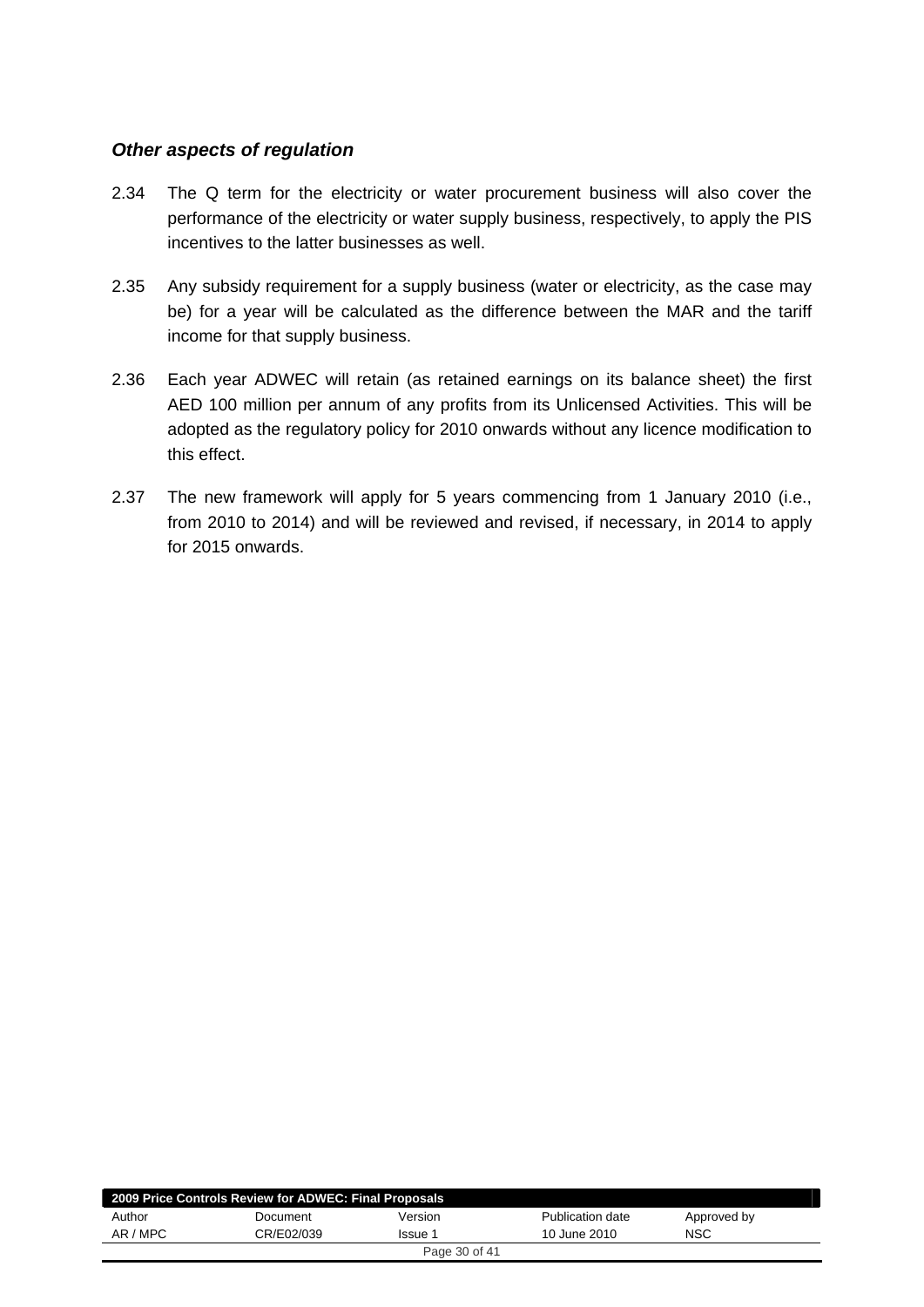### *Other aspects of regulation*

2.34 The Q term for the electricity or water procurement business will also cover the performance of the electricity or water supply business, respectively, to apply the PIS incentives to the latter businesses as well.

2.35 Any subsidy requirement for a supply business (water or electricity, as the case may be) for a year will be calculated as the difference between the MAR and the tariff income for that supply business.

2.36 Each year ADWEC will retain (as retained earnings on its balance sheet) the first AED 100 million per annum of any profits from its Unlicensed Activities. This will be adopted as the regulatory policy for 2010 onwards without any licence modification to this effect.

2.37 The new framework will apply for 5 years commencing from 1 January 2010 (i.e., from 2010 to 2014) and will be reviewed and revised, if necessary, in 2014 to apply for 2015 onwards.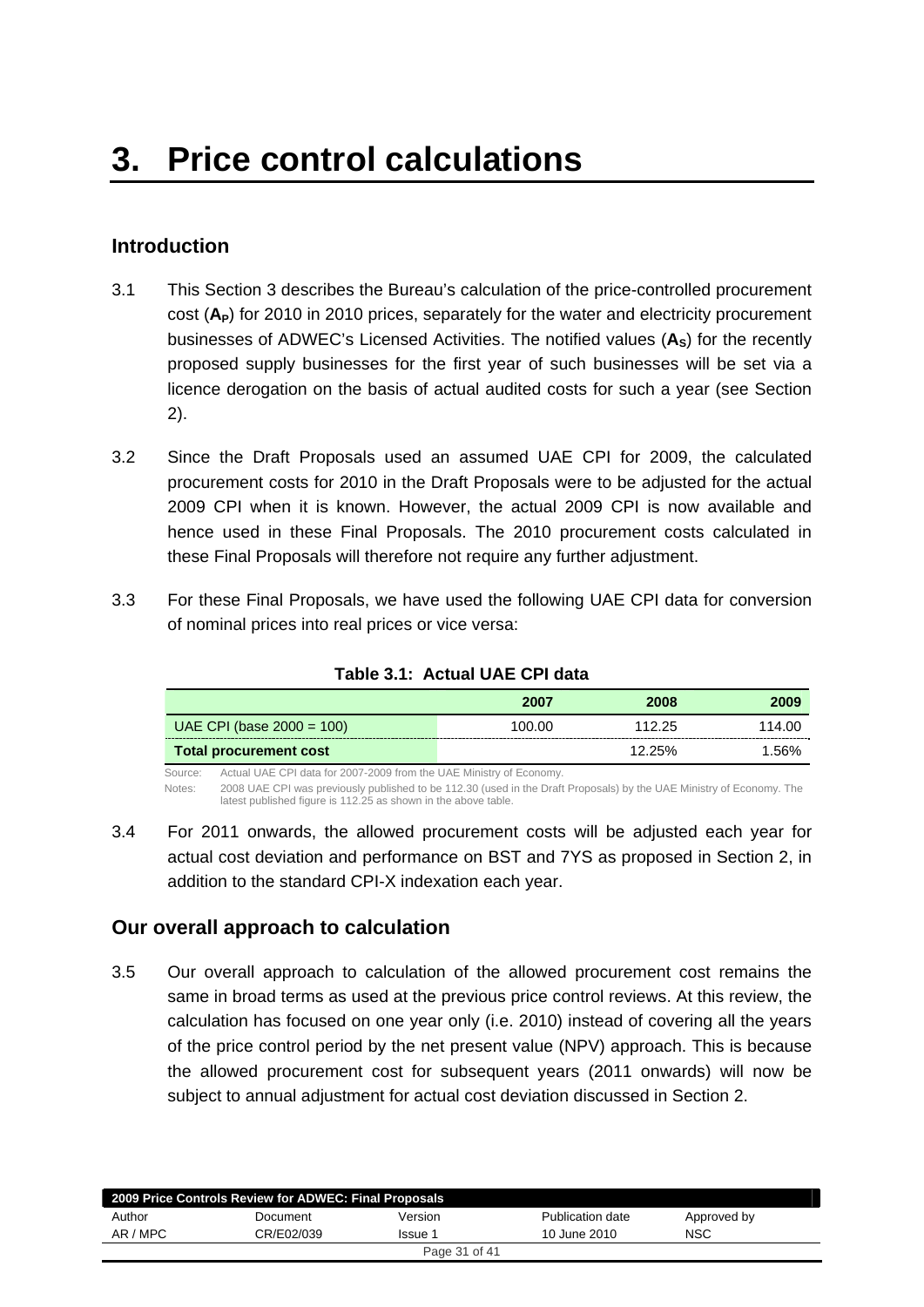# 3. Price control calculations

## Introduction

3.1 This Section 3 describes the Bureau's calculation of the price-controlled procurement cost (**$A_P$**) for 2010 in 2010 prices, separately for the water and electricity procurement businesses of ADWEC's Licensed Activities. The notified values (**$A_S$**) for the recently proposed supply businesses for the first year of such businesses will be set via a licence derogation on the basis of actual audited costs for such a year (see Section 2).

3.2 Since the Draft Proposals used an assumed UAE CPI for 2009, the calculated procurement costs for 2010 in the Draft Proposals were to be adjusted for the actual 2009 CPI when it is known. However, the actual 2009 CPI is now available and hence used in these Final Proposals. The 2010 procurement costs calculated in these Final Proposals will therefore not require any further adjustment.

3.3 For these Final Proposals, we have used the following UAE CPI data for conversion of nominal prices into real prices or vice versa:

**Table 3.1: Actual UAE CPI data**

| | 2007 | 2008 | 2009 |
|---|---|---|---|
| UAE CPI (base 2000 = 100) | 100.00 | 112.25 | 114.00 |
| **Total procurement cost** | | 12.25% | 1.56% |

Source: Actual UAE CPI data for 2007-2009 from the UAE Ministry of Economy.

Notes: 2008 UAE CPI was previously published to be 112.30 (used in the Draft Proposals) by the UAE Ministry of Economy. The latest published figure is 112.25 as shown in the above table.

3.4 For 2011 onwards, the allowed procurement costs will be adjusted each year for actual cost deviation and performance on BST and 7YS as proposed in Section 2, in addition to the standard CPI-X indexation each year.

## Our overall approach to calculation

3.5 Our overall approach to calculation of the allowed procurement cost remains the same in broad terms as used at the previous price control reviews. At this review, the calculation has focused on one year only (i.e. 2010) instead of covering all the years of the price control period by the net present value (NPV) approach. This is because the allowed procurement cost for subsequent years (2011 onwards) will now be subject to annual adjustment for actual cost deviation discussed in Section 2.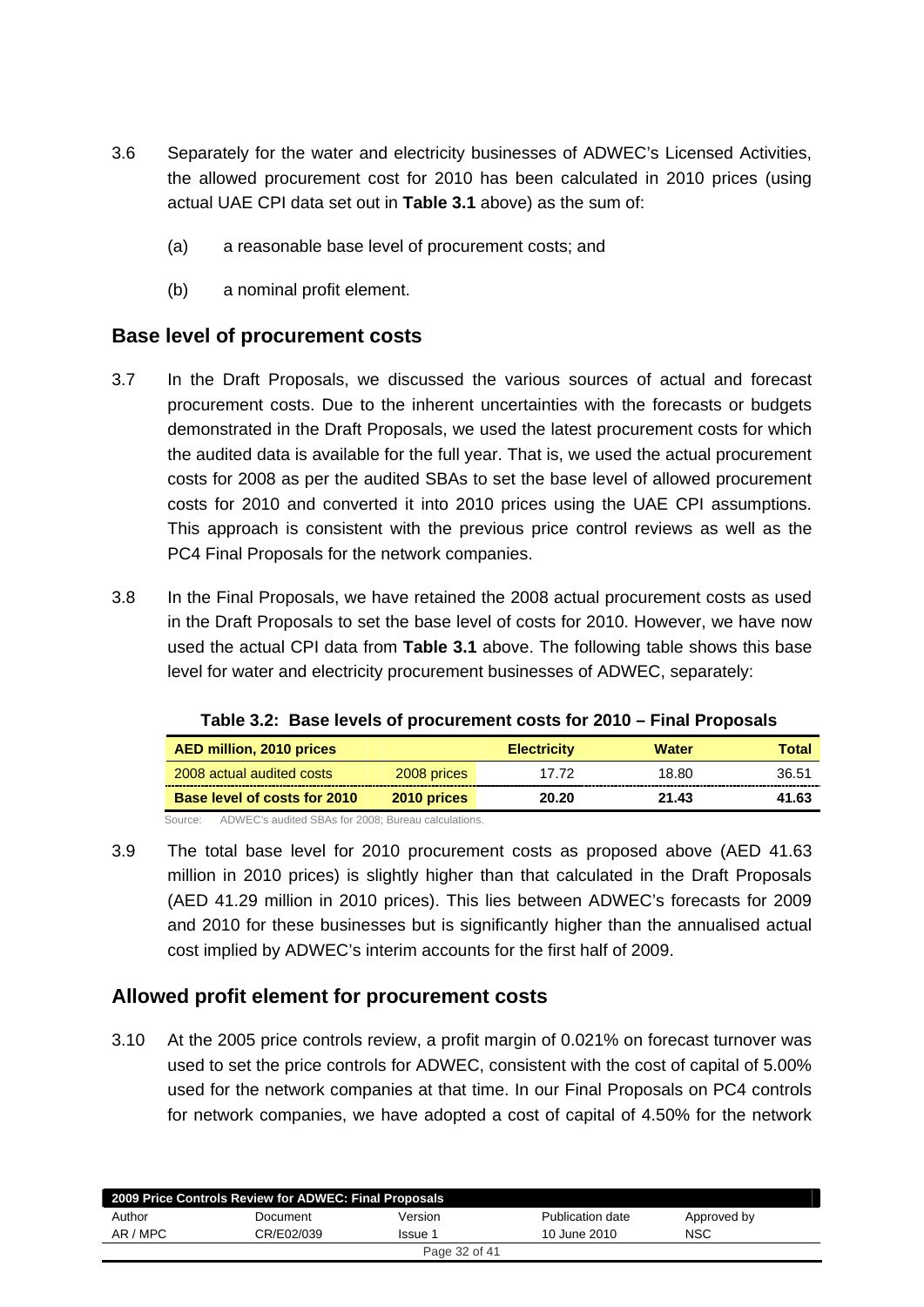3.6 Separately for the water and electricity businesses of ADWEC's Licensed Activities, the allowed procurement cost for 2010 has been calculated in 2010 prices (using actual UAE CPI data set out in **Table 3.1** above) as the sum of:

(a) a reasonable base level of procurement costs; and

(b) a nominal profit element.

## Base level of procurement costs

3.7 In the Draft Proposals, we discussed the various sources of actual and forecast procurement costs. Due to the inherent uncertainties with the forecasts or budgets demonstrated in the Draft Proposals, we used the latest procurement costs for which the audited data is available for the full year. That is, we used the actual procurement costs for 2008 as per the audited SBAs to set the base level of allowed procurement costs for 2010 and converted it into 2010 prices using the UAE CPI assumptions. This approach is consistent with the previous price control reviews as well as the PC4 Final Proposals for the network companies.

3.8 In the Final Proposals, we have retained the 2008 actual procurement costs as used in the Draft Proposals to set the base level of costs for 2010. However, we have now used the actual CPI data from **Table 3.1** above. The following table shows this base level for water and electricity procurement businesses of ADWEC, separately:

**Table 3.2: Base levels of procurement costs for 2010 – Final Proposals**

| AED million, 2010 prices | | Electricity | Water | Total |
|---|---|---|---|---|
| 2008 actual audited costs | 2008 prices | 17.72 | 18.80 | 36.51 |
| **Base level of costs for 2010** | **2010 prices** | **20.20** | **21.43** | **41.63** |

Source: ADWEC's audited SBAs for 2008; Bureau calculations.

3.9 The total base level for 2010 procurement costs as proposed above (AED 41.63 million in 2010 prices) is slightly higher than that calculated in the Draft Proposals (AED 41.29 million in 2010 prices). This lies between ADWEC's forecasts for 2009 and 2010 for these businesses but is significantly higher than the annualised actual cost implied by ADWEC's interim accounts for the first half of 2009.

## Allowed profit element for procurement costs

3.10 At the 2005 price controls review, a profit margin of 0.021% on forecast turnover was used to set the price controls for ADWEC, consistent with the cost of capital of 5.00% used for the network companies at that time. In our Final Proposals on PC4 controls for network companies, we have adopted a cost of capital of 4.50% for the network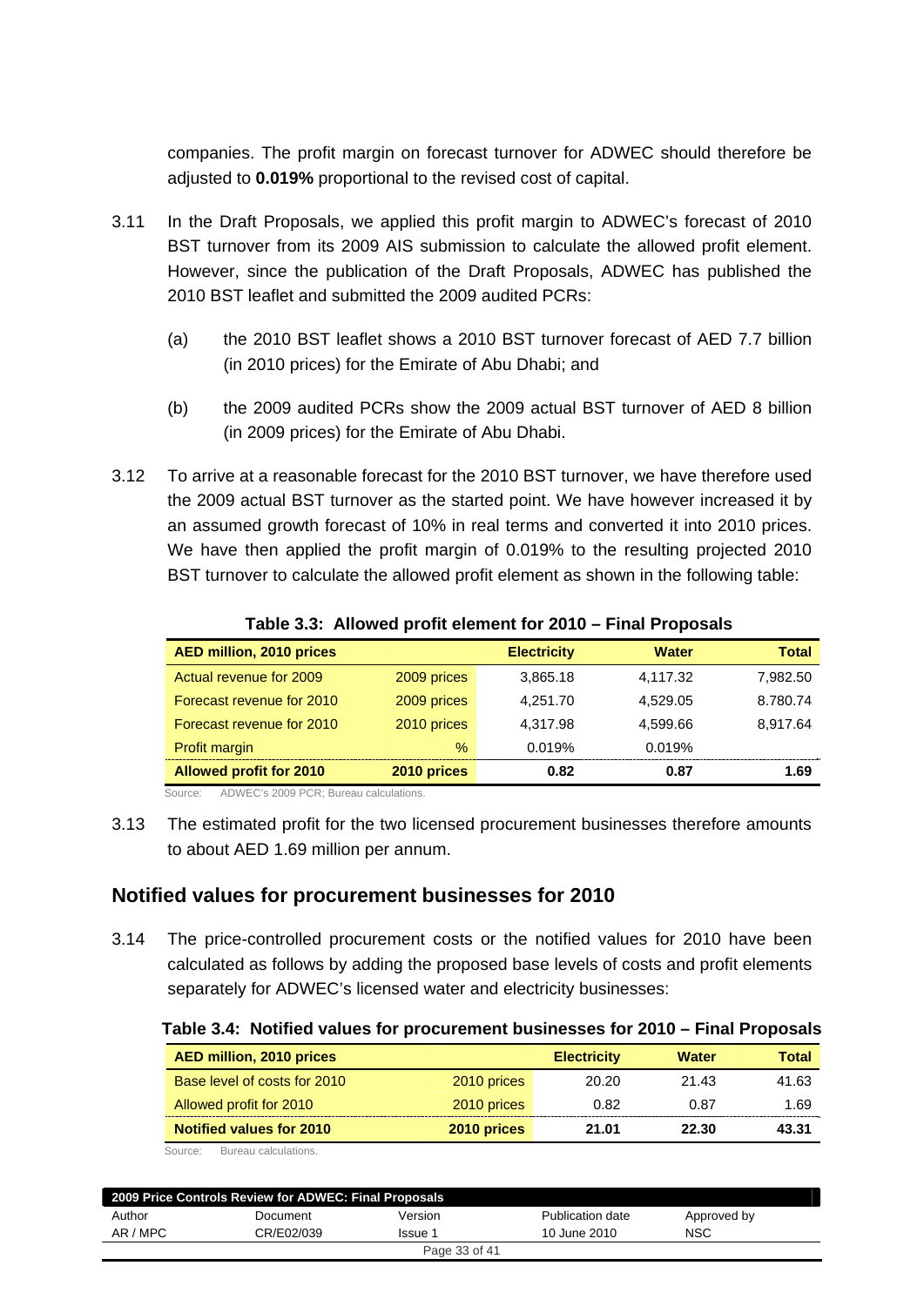companies. The profit margin on forecast turnover for ADWEC should therefore be adjusted to **0.019%** proportional to the revised cost of capital.

3.11 In the Draft Proposals, we applied this profit margin to ADWEC's forecast of 2010 BST turnover from its 2009 AIS submission to calculate the allowed profit element. However, since the publication of the Draft Proposals, ADWEC has published the 2010 BST leaflet and submitted the 2009 audited PCRs:

(a) the 2010 BST leaflet shows a 2010 BST turnover forecast of AED 7.7 billion (in 2010 prices) for the Emirate of Abu Dhabi; and

(b) the 2009 audited PCRs show the 2009 actual BST turnover of AED 8 billion (in 2009 prices) for the Emirate of Abu Dhabi.

3.12 To arrive at a reasonable forecast for the 2010 BST turnover, we have therefore used the 2009 actual BST turnover as the started point. We have however increased it by an assumed growth forecast of 10% in real terms and converted it into 2010 prices. We have then applied the profit margin of 0.019% to the resulting projected 2010 BST turnover to calculate the allowed profit element as shown in the following table:

**Table 3.3: Allowed profit element for 2010 – Final Proposals**

| AED million, 2010 prices | | Electricity | Water | Total |
|---|---|---|---|---|
| Actual revenue for 2009 | 2009 prices | 3,865.18 | 4,117.32 | 7,982.50 |
| Forecast revenue for 2010 | 2009 prices | 4,251.70 | 4,529.05 | 8.780.74 |
| Forecast revenue for 2010 | 2010 prices | 4,317.98 | 4,599.66 | 8,917.64 |
| Profit margin | % | 0.019% | 0.019% | |
| **Allowed profit for 2010** | **2010 prices** | **0.82** | **0.87** | **1.69** |

Source: ADWEC's 2009 PCR; Bureau calculations.

3.13 The estimated profit for the two licensed procurement businesses therefore amounts to about AED 1.69 million per annum.

## Notified values for procurement businesses for 2010

3.14 The price-controlled procurement costs or the notified values for 2010 have been calculated as follows by adding the proposed base levels of costs and profit elements separately for ADWEC's licensed water and electricity businesses:

**Table 3.4: Notified values for procurement businesses for 2010 – Final Proposals**

| AED million, 2010 prices | | Electricity | Water | Total |
|---|---|---|---|---|
| Base level of costs for 2010 | 2010 prices | 20.20 | 21.43 | 41.63 |
| Allowed profit for 2010 | 2010 prices | 0.82 | 0.87 | 1.69 |
| **Notified values for 2010** | **2010 prices** | **21.01** | **22.30** | **43.31** |

Source: Bureau calculations.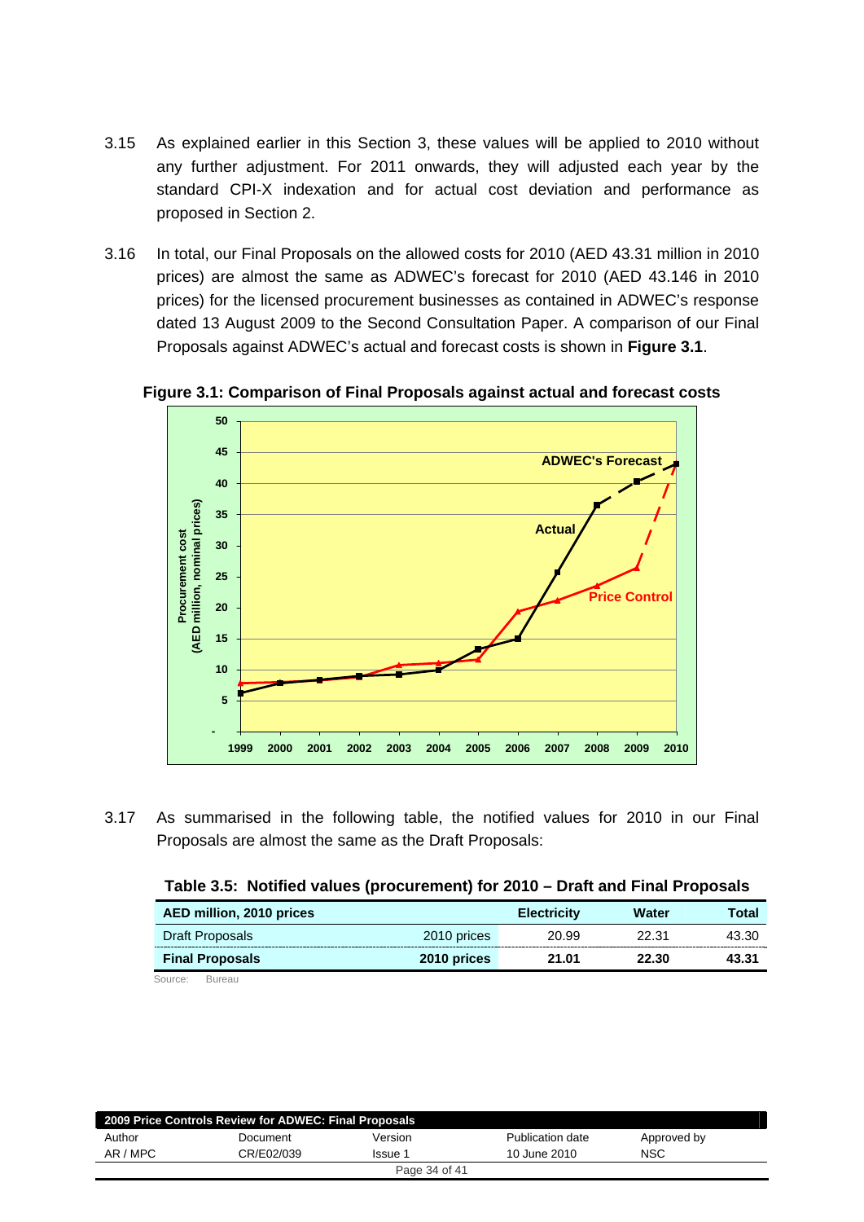3.15 As explained earlier in this Section 3, these values will be applied to 2010 without any further adjustment. For 2011 onwards, they will adjusted each year by the standard CPI-X indexation and for actual cost deviation and performance as proposed in Section 2.

3.16 In total, our Final Proposals on the allowed costs for 2010 (AED 43.31 million in 2010 prices) are almost the same as ADWEC's forecast for 2010 (AED 43.146 in 2010 prices) for the licensed procurement businesses as contained in ADWEC's response dated 13 August 2009 to the Second Consultation Paper. A comparison of our Final Proposals against ADWEC's actual and forecast costs is shown in **Figure 3.1**.

**Figure 3.1: Comparison of Final Proposals against actual and forecast costs**

3.17 As summarised in the following table, the notified values for 2010 in our Final Proposals are almost the same as the Draft Proposals:

**Table 3.5: Notified values (procurement) for 2010 – Draft and Final Proposals**

| AED million, 2010 prices | | Electricity | Water | Total |
|---|---|---|---|---|
| Draft Proposals | 2010 prices | 20.99 | 22.31 | 43.30 |
| **Final Proposals** | **2010 prices** | **21.01** | **22.30** | **43.31** |

Source: Bureau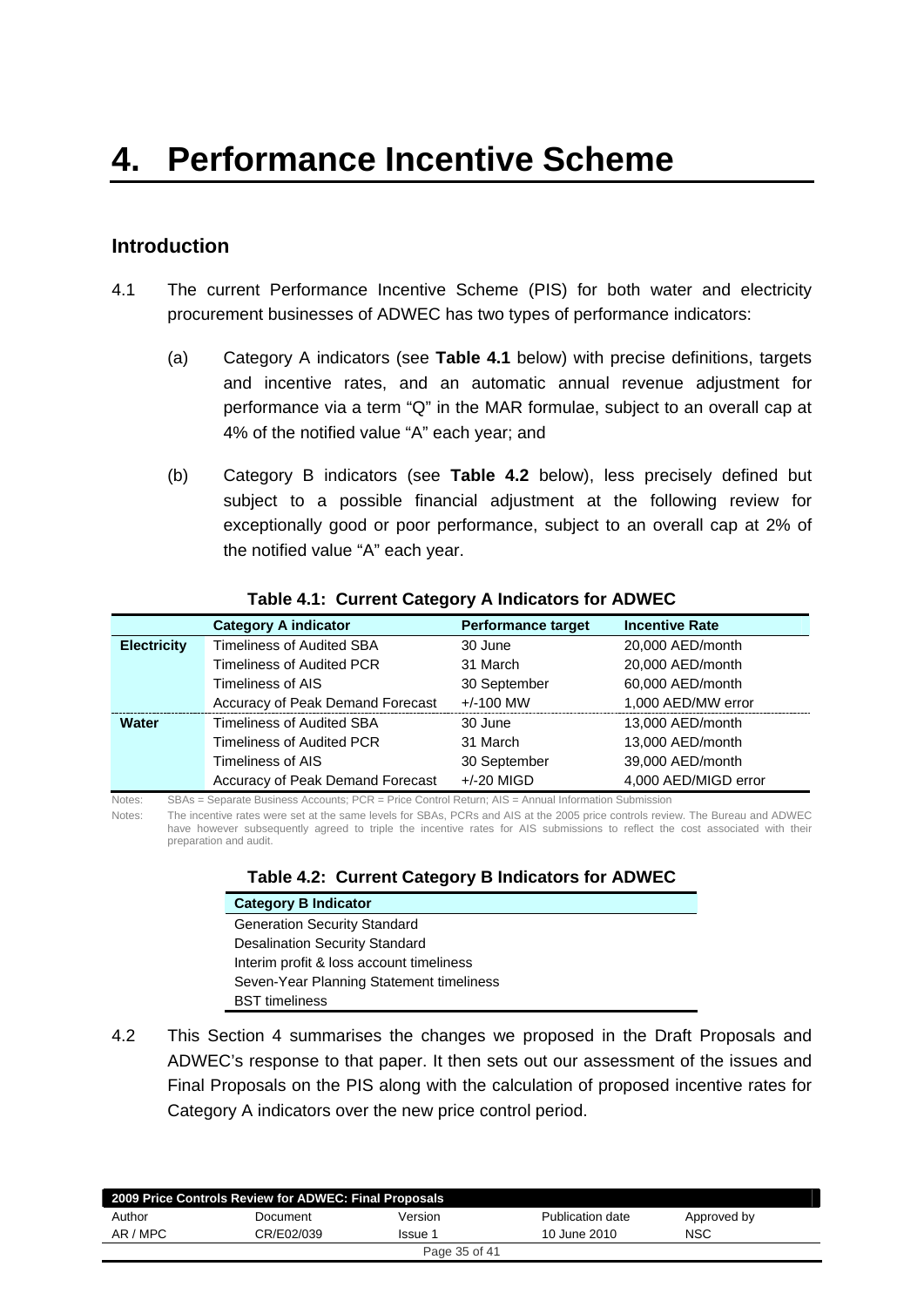# 4. Performance Incentive Scheme

## Introduction

4.1 The current Performance Incentive Scheme (PIS) for both water and electricity procurement businesses of ADWEC has two types of performance indicators:

(a) Category A indicators (see **Table 4.1** below) with precise definitions, targets and incentive rates, and an automatic annual revenue adjustment for performance via a term "Q" in the MAR formulae, subject to an overall cap at 4% of the notified value "A" each year; and

(b) Category B indicators (see **Table 4.2** below), less precisely defined but subject to a possible financial adjustment at the following review for exceptionally good or poor performance, subject to an overall cap at 2% of the notified value "A" each year.

**Table 4.1: Current Category A Indicators for ADWEC**

| | Category A indicator | Performance target | Incentive Rate |
|---|---|---|---|
| **Electricity** | Timeliness of Audited SBA | 30 June | 20,000 AED/month |
| | Timeliness of Audited PCR | 31 March | 20,000 AED/month |
| | Timeliness of AIS | 30 September | 60,000 AED/month |
| | Accuracy of Peak Demand Forecast | +/-100 MW | 1,000 AED/MW error |
| **Water** | Timeliness of Audited SBA | 30 June | 13,000 AED/month |
| | Timeliness of Audited PCR | 31 March | 13,000 AED/month |
| | Timeliness of AIS | 30 September | 39,000 AED/month |
| | Accuracy of Peak Demand Forecast | +/-20 MIGD | 4,000 AED/MIGD error |

Notes: SBAs = Separate Business Accounts; PCR = Price Control Return; AIS = Annual Information Submission

Notes: The incentive rates were set at the same levels for SBAs, PCRs and AIS at the 2005 price controls review. The Bureau and ADWEC have however subsequently agreed to triple the incentive rates for AIS submissions to reflect the cost associated with their preparation and audit.

**Table 4.2: Current Category B Indicators for ADWEC**

| Category B Indicator |
|---|
| Generation Security Standard |
| Desalination Security Standard |
| Interim profit & loss account timeliness |
| Seven-Year Planning Statement timeliness |
| BST timeliness |

4.2 This Section 4 summarises the changes we proposed in the Draft Proposals and ADWEC's response to that paper. It then sets out our assessment of the issues and Final Proposals on the PIS along with the calculation of proposed incentive rates for Category A indicators over the new price control period.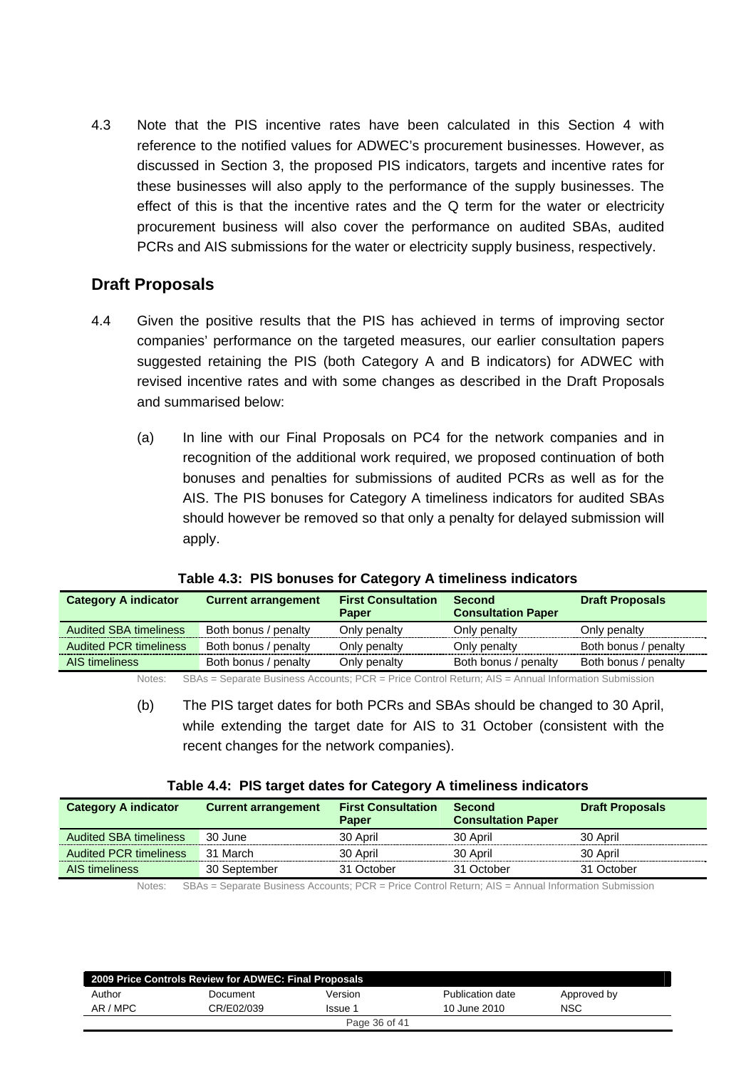4.3 Note that the PIS incentive rates have been calculated in this Section 4 with reference to the notified values for ADWEC's procurement businesses. However, as discussed in Section 3, the proposed PIS indicators, targets and incentive rates for these businesses will also apply to the performance of the supply businesses. The effect of this is that the incentive rates and the Q term for the water or electricity procurement business will also cover the performance on audited SBAs, audited PCRs and AIS submissions for the water or electricity supply business, respectively.

## Draft Proposals

4.4 Given the positive results that the PIS has achieved in terms of improving sector companies' performance on the targeted measures, our earlier consultation papers suggested retaining the PIS (both Category A and B indicators) for ADWEC with revised incentive rates and with some changes as described in the Draft Proposals and summarised below:

(a) In line with our Final Proposals on PC4 for the network companies and in recognition of the additional work required, we proposed continuation of both bonuses and penalties for submissions of audited PCRs as well as for the AIS. The PIS bonuses for Category A timeliness indicators for audited SBAs should however be removed so that only a penalty for delayed submission will apply.

**Table 4.3: PIS bonuses for Category A timeliness indicators**

| Category A indicator | Current arrangement | First Consultation Paper | Second Consultation Paper | Draft Proposals |
|---|---|---|---|---|
| Audited SBA timeliness | Both bonus / penalty | Only penalty | Only penalty | Only penalty |
| Audited PCR timeliness | Both bonus / penalty | Only penalty | Only penalty | Both bonus / penalty |
| AIS timeliness | Both bonus / penalty | Only penalty | Both bonus / penalty | Both bonus / penalty |

Notes: SBAs = Separate Business Accounts; PCR = Price Control Return; AIS = Annual Information Submission

(b) The PIS target dates for both PCRs and SBAs should be changed to 30 April, while extending the target date for AIS to 31 October (consistent with the recent changes for the network companies).

**Table 4.4: PIS target dates for Category A timeliness indicators**

| Category A indicator | Current arrangement | First Consultation Paper | Second Consultation Paper | Draft Proposals |
|---|---|---|---|---|
| Audited SBA timeliness | 30 June | 30 April | 30 April | 30 April |
| Audited PCR timeliness | 31 March | 30 April | 30 April | 30 April |
| AIS timeliness | 30 September | 31 October | 31 October | 31 October |

Notes: SBAs = Separate Business Accounts; PCR = Price Control Return; AIS = Annual Information Submission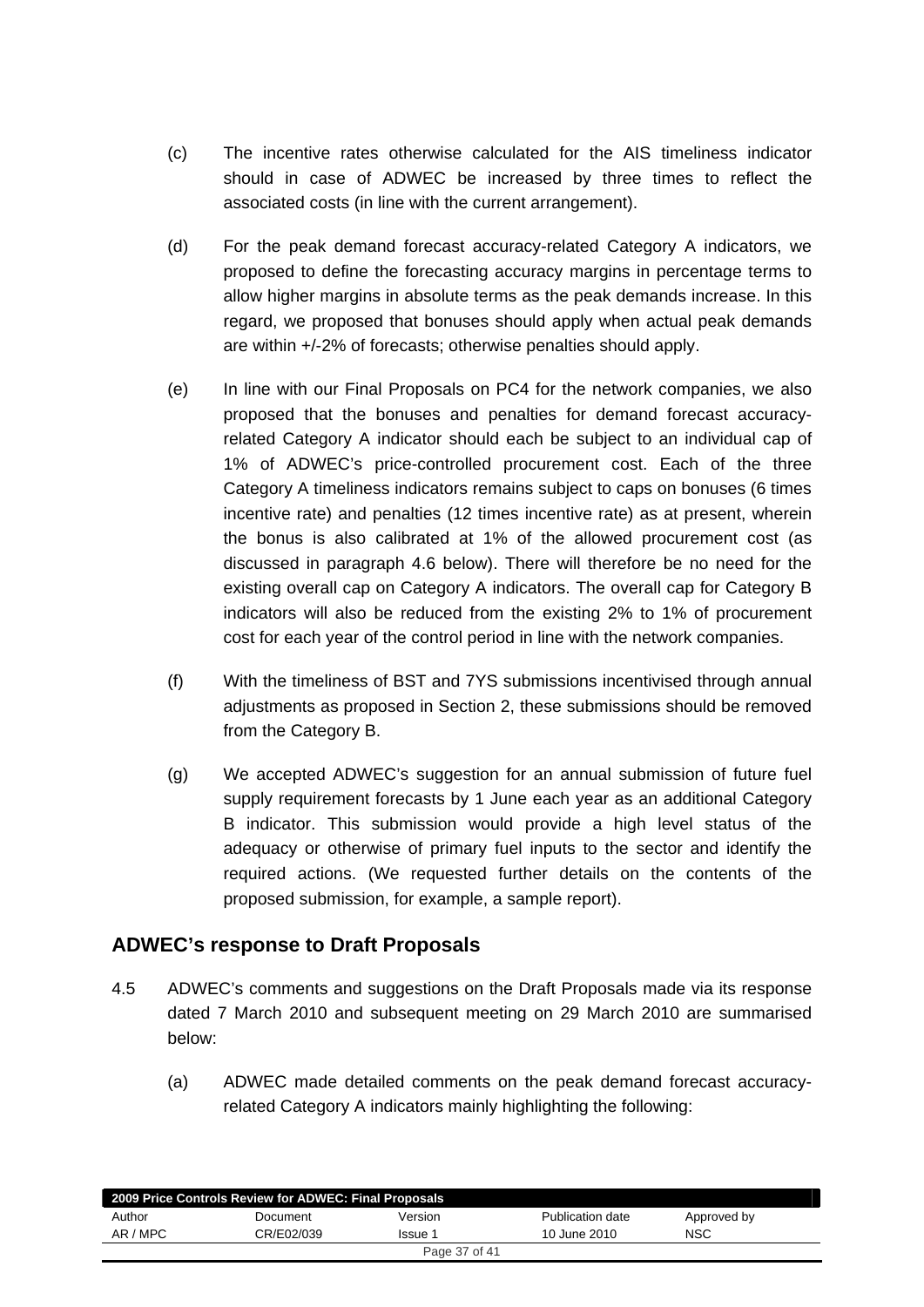(c) The incentive rates otherwise calculated for the AIS timeliness indicator should in case of ADWEC be increased by three times to reflect the associated costs (in line with the current arrangement).

(d) For the peak demand forecast accuracy-related Category A indicators, we proposed to define the forecasting accuracy margins in percentage terms to allow higher margins in absolute terms as the peak demands increase. In this regard, we proposed that bonuses should apply when actual peak demands are within +/-2% of forecasts; otherwise penalties should apply.

(e) In line with our Final Proposals on PC4 for the network companies, we also proposed that the bonuses and penalties for demand forecast accuracy-related Category A indicator should each be subject to an individual cap of 1% of ADWEC's price-controlled procurement cost. Each of the three Category A timeliness indicators remains subject to caps on bonuses (6 times incentive rate) and penalties (12 times incentive rate) as at present, wherein the bonus is also calibrated at 1% of the allowed procurement cost (as discussed in paragraph 4.6 below). There will therefore be no need for the existing overall cap on Category A indicators. The overall cap for Category B indicators will also be reduced from the existing 2% to 1% of procurement cost for each year of the control period in line with the network companies.

(f) With the timeliness of BST and 7YS submissions incentivised through annual adjustments as proposed in Section 2, these submissions should be removed from the Category B.

(g) We accepted ADWEC's suggestion for an annual submission of future fuel supply requirement forecasts by 1 June each year as an additional Category B indicator. This submission would provide a high level status of the adequacy or otherwise of primary fuel inputs to the sector and identify the required actions. (We requested further details on the contents of the proposed submission, for example, a sample report).

## ADWEC's response to Draft Proposals

4.5 ADWEC's comments and suggestions on the Draft Proposals made via its response dated 7 March 2010 and subsequent meeting on 29 March 2010 are summarised below:

(a) ADWEC made detailed comments on the peak demand forecast accuracy-related Category A indicators mainly highlighting the following: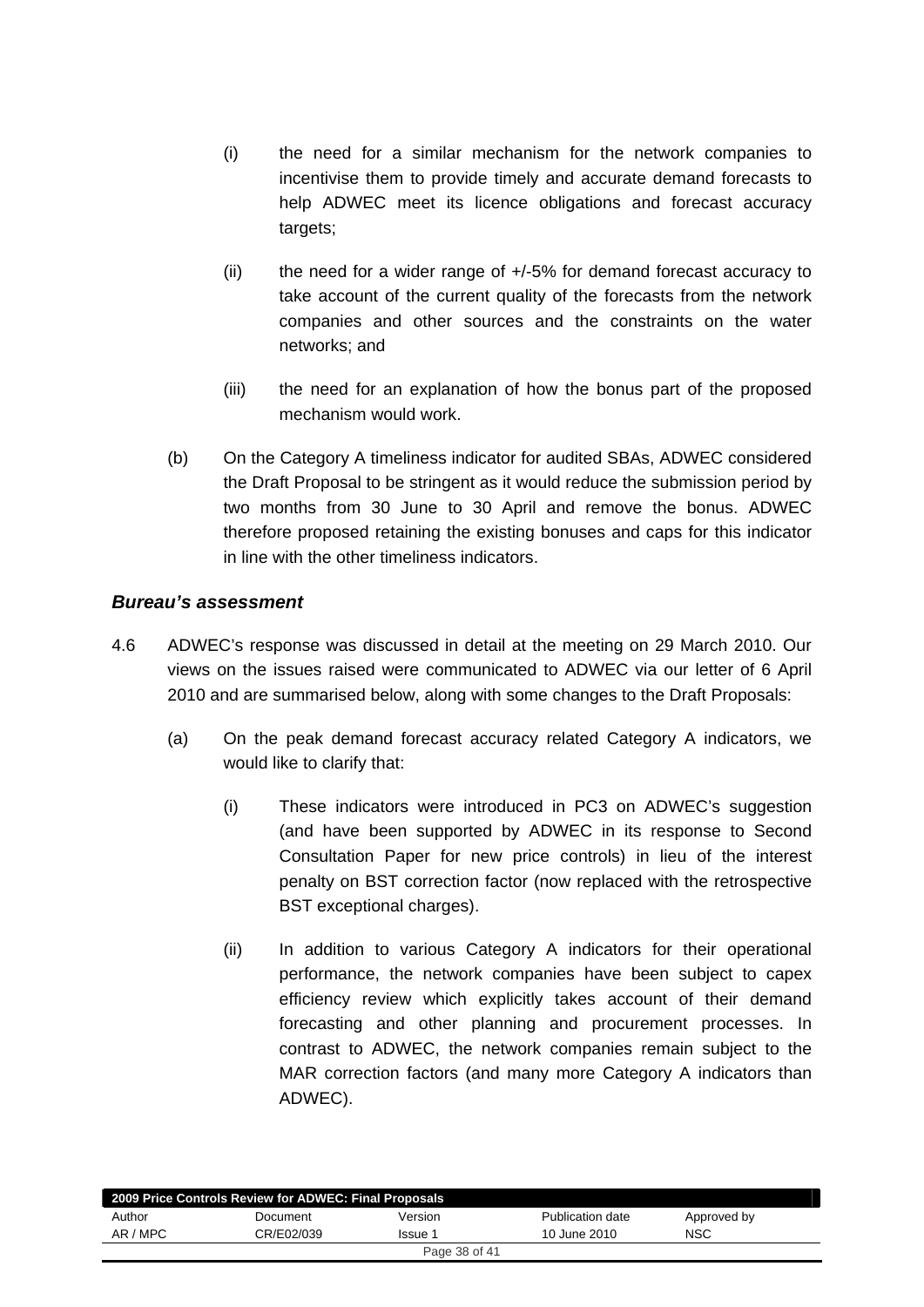(i) the need for a similar mechanism for the network companies to incentivise them to provide timely and accurate demand forecasts to help ADWEC meet its licence obligations and forecast accuracy targets;

(ii) the need for a wider range of +/-5% for demand forecast accuracy to take account of the current quality of the forecasts from the network companies and other sources and the constraints on the water networks; and

(iii) the need for an explanation of how the bonus part of the proposed mechanism would work.

(b) On the Category A timeliness indicator for audited SBAs, ADWEC considered the Draft Proposal to be stringent as it would reduce the submission period by two months from 30 June to 30 April and remove the bonus. ADWEC therefore proposed retaining the existing bonuses and caps for this indicator in line with the other timeliness indicators.

### *Bureau's assessment*

4.6 ADWEC's response was discussed in detail at the meeting on 29 March 2010. Our views on the issues raised were communicated to ADWEC via our letter of 6 April 2010 and are summarised below, along with some changes to the Draft Proposals:

(a) On the peak demand forecast accuracy related Category A indicators, we would like to clarify that:

(i) These indicators were introduced in PC3 on ADWEC's suggestion (and have been supported by ADWEC in its response to Second Consultation Paper for new price controls) in lieu of the interest penalty on BST correction factor (now replaced with the retrospective BST exceptional charges).

(ii) In addition to various Category A indicators for their operational performance, the network companies have been subject to capex efficiency review which explicitly takes account of their demand forecasting and other planning and procurement processes. In contrast to ADWEC, the network companies remain subject to the MAR correction factors (and many more Category A indicators than ADWEC).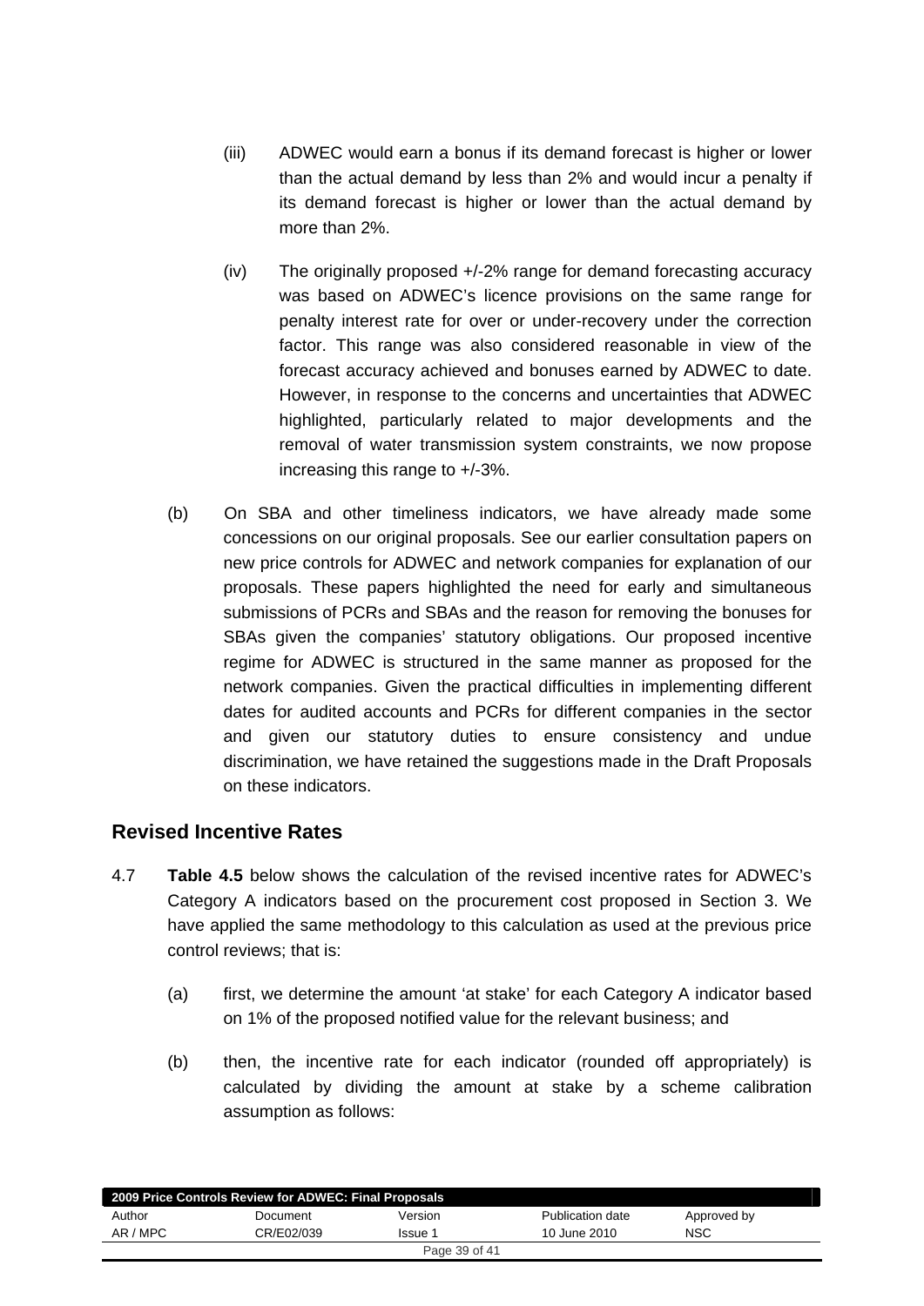(iii) ADWEC would earn a bonus if its demand forecast is higher or lower than the actual demand by less than 2% and would incur a penalty if its demand forecast is higher or lower than the actual demand by more than 2%.

(iv) The originally proposed +/-2% range for demand forecasting accuracy was based on ADWEC's licence provisions on the same range for penalty interest rate for over or under-recovery under the correction factor. This range was also considered reasonable in view of the forecast accuracy achieved and bonuses earned by ADWEC to date. However, in response to the concerns and uncertainties that ADWEC highlighted, particularly related to major developments and the removal of water transmission system constraints, we now propose increasing this range to +/-3%.

(b) On SBA and other timeliness indicators, we have already made some concessions on our original proposals. See our earlier consultation papers on new price controls for ADWEC and network companies for explanation of our proposals. These papers highlighted the need for early and simultaneous submissions of PCRs and SBAs and the reason for removing the bonuses for SBAs given the companies' statutory obligations. Our proposed incentive regime for ADWEC is structured in the same manner as proposed for the network companies. Given the practical difficulties in implementing different dates for audited accounts and PCRs for different companies in the sector and given our statutory duties to ensure consistency and undue discrimination, we have retained the suggestions made in the Draft Proposals on these indicators.

## Revised Incentive Rates

4.7 **Table 4.5** below shows the calculation of the revised incentive rates for ADWEC's Category A indicators based on the procurement cost proposed in Section 3. We have applied the same methodology to this calculation as used at the previous price control reviews; that is:

(a) first, we determine the amount 'at stake' for each Category A indicator based on 1% of the proposed notified value for the relevant business; and

(b) then, the incentive rate for each indicator (rounded off appropriately) is calculated by dividing the amount at stake by a scheme calibration assumption as follows: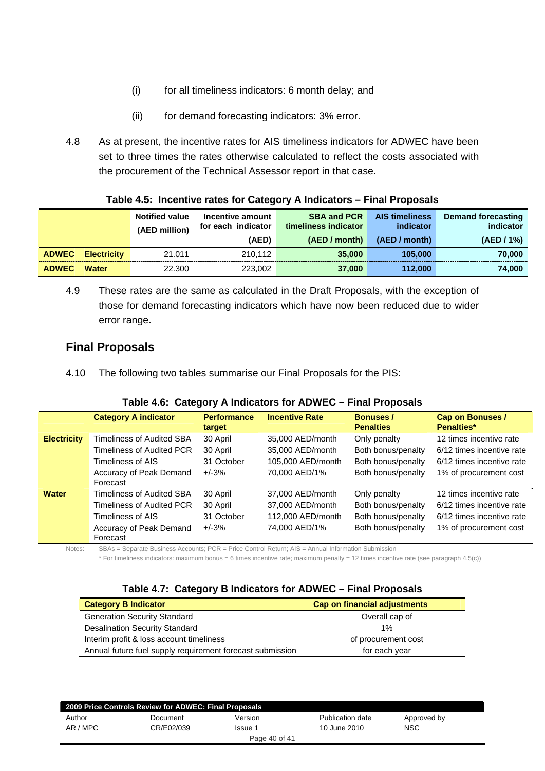(i) for all timeliness indicators: 6 month delay; and

(ii) for demand forecasting indicators: 3% error.

4.8 As at present, the incentive rates for AIS timeliness indicators for ADWEC have been set to three times the rates otherwise calculated to reflect the costs associated with the procurement of the Technical Assessor report in that case.

**Table 4.5: Incentive rates for Category A Indicators – Final Proposals**

| | | Notified value (AED million) | Incentive amount for each indicator (AED) | SBA and PCR timeliness indicator (AED / month) | AIS timeliness indicator (AED / month) | Demand forecasting indicator (AED / 1%) |
|---|---|---|---|---|---|---|
| **ADWEC** | **Electricity** | 21.011 | 210,112 | **35,000** | **105,000** | **70,000** |
| **ADWEC** | **Water** | 22.300 | 223,002 | **37,000** | **112,000** | **74,000** |

4.9 These rates are the same as calculated in the Draft Proposals, with the exception of those for demand forecasting indicators which have now been reduced due to wider error range.

## Final Proposals

4.10 The following two tables summarise our Final Proposals for the PIS:

**Table 4.6: Category A Indicators for ADWEC – Final Proposals**

| | Category A indicator | Performance target | Incentive Rate | Bonuses / Penalties | Cap on Bonuses / Penalties* |
|---|---|---|---|---|---|
| **Electricity** | Timeliness of Audited SBA | 30 April | 35,000 AED/month | Only penalty | 12 times incentive rate |
| | Timeliness of Audited PCR | 30 April | 35,000 AED/month | Both bonus/penalty | 6/12 times incentive rate |
| | Timeliness of AIS | 31 October | 105,000 AED/month | Both bonus/penalty | 6/12 times incentive rate |
| | Accuracy of Peak Demand Forecast | +/-3% | 70,000 AED/1% | Both bonus/penalty | 1% of procurement cost |
| **Water** | Timeliness of Audited SBA | 30 April | 37,000 AED/month | Only penalty | 12 times incentive rate |
| | Timeliness of Audited PCR | 30 April | 37,000 AED/month | Both bonus/penalty | 6/12 times incentive rate |
| | Timeliness of AIS | 31 October | 112,000 AED/month | Both bonus/penalty | 6/12 times incentive rate |
| | Accuracy of Peak Demand Forecast | +/-3% | 74,000 AED/1% | Both bonus/penalty | 1% of procurement cost |

Notes: SBAs = Separate Business Accounts; PCR = Price Control Return; AIS = Annual Information Submission

\* For timeliness indicators: maximum bonus = 6 times incentive rate; maximum penalty = 12 times incentive rate (see paragraph 4.5(c))

**Table 4.7: Category B Indicators for ADWEC – Final Proposals**

| Category B Indicator | Cap on financial adjustments |
|---|---|
| Generation Security Standard | Overall cap of |
| Desalination Security Standard | 1% |
| Interim profit & loss account timeliness | of procurement cost |
| Annual future fuel supply requirement forecast submission | for each year |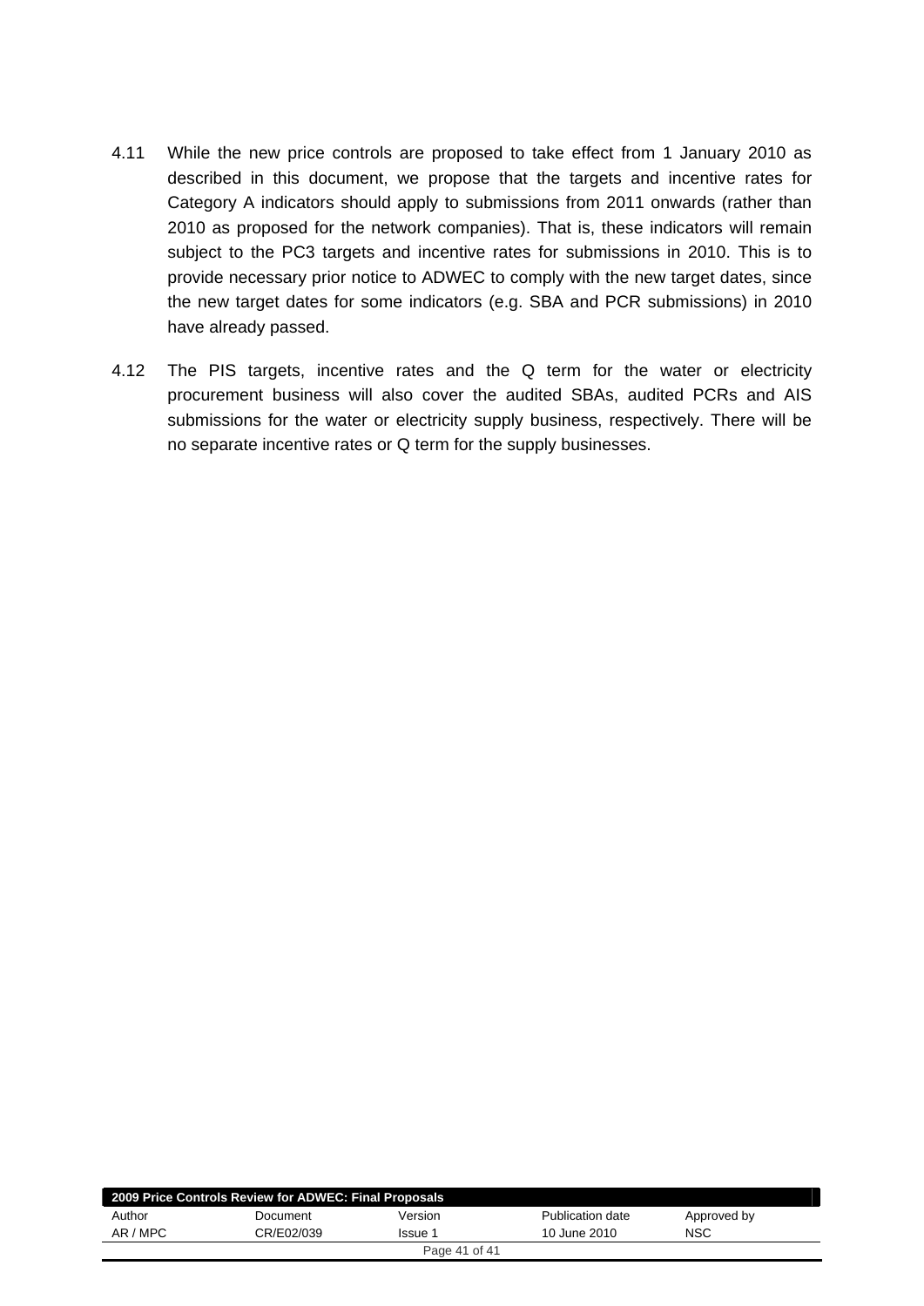4.11 While the new price controls are proposed to take effect from 1 January 2010 as described in this document, we propose that the targets and incentive rates for Category A indicators should apply to submissions from 2011 onwards (rather than 2010 as proposed for the network companies). That is, these indicators will remain subject to the PC3 targets and incentive rates for submissions in 2010. This is to provide necessary prior notice to ADWEC to comply with the new target dates, since the new target dates for some indicators (e.g. SBA and PCR submissions) in 2010 have already passed.

4.12 The PIS targets, incentive rates and the Q term for the water or electricity procurement business will also cover the audited SBAs, audited PCRs and AIS submissions for the water or electricity supply business, respectively. There will be no separate incentive rates or Q term for the supply businesses.